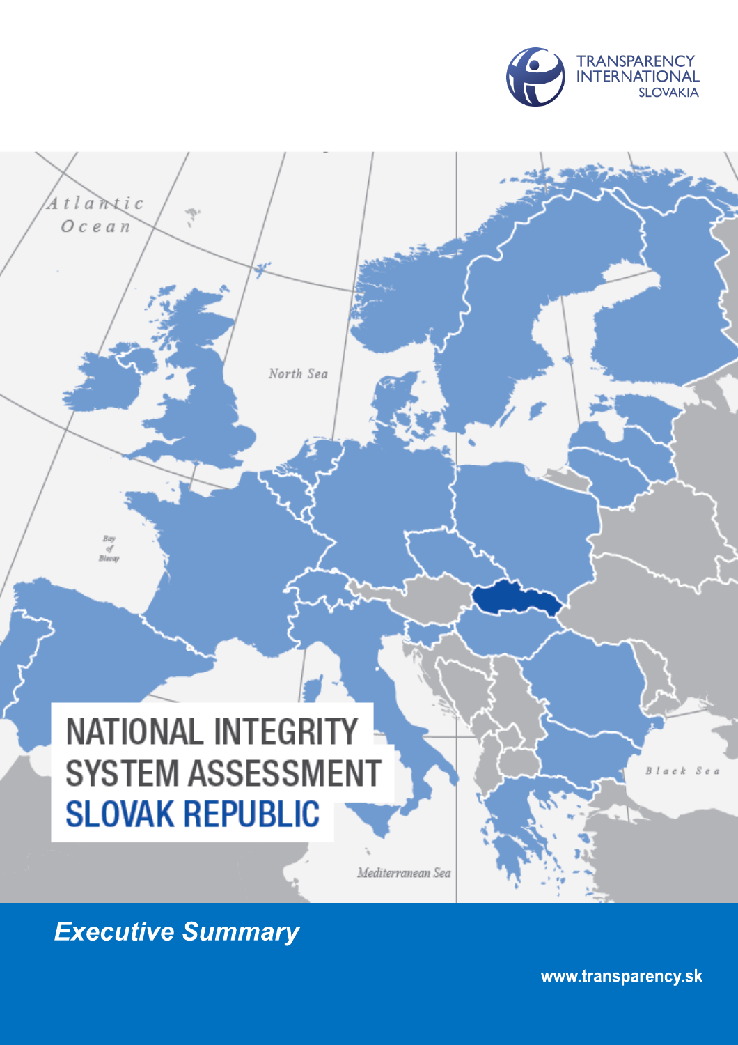TRANSPARENCY INTERNATIONAL SLOVAKIA

# NATIONAL INTEGRITY SYSTEM ASSESSMENT SLOVAK REPUBLIC

*Executive Summary*

www.transparency.sk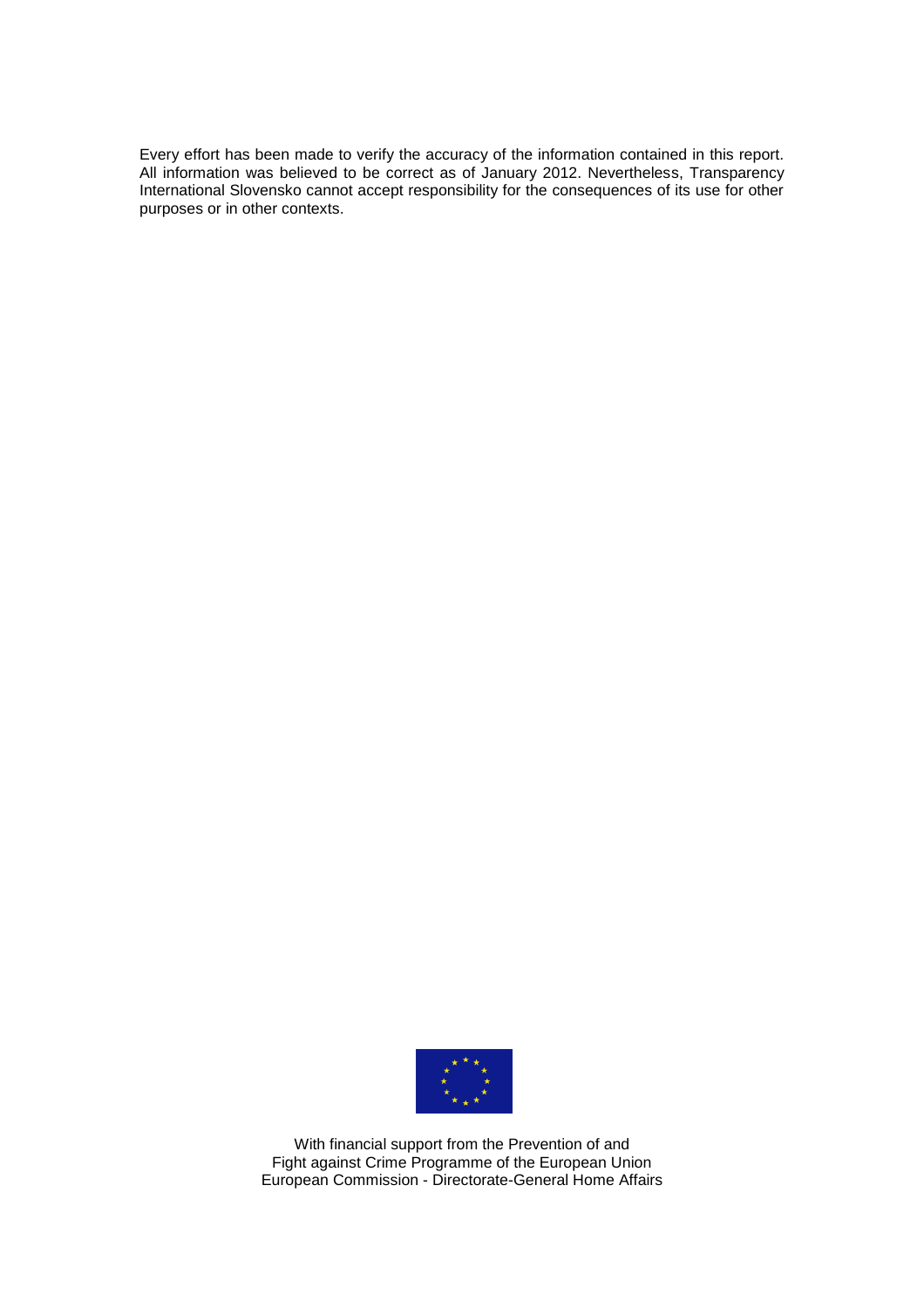Every effort has been made to verify the accuracy of the information contained in this report. All information was believed to be correct as of January 2012. Nevertheless, Transparency International Slovensko cannot accept responsibility for the consequences of its use for other purposes or in other contexts.

With financial support from the Prevention of and
Fight against Crime Programme of the European Union
European Commission - Directorate-General Home Affairs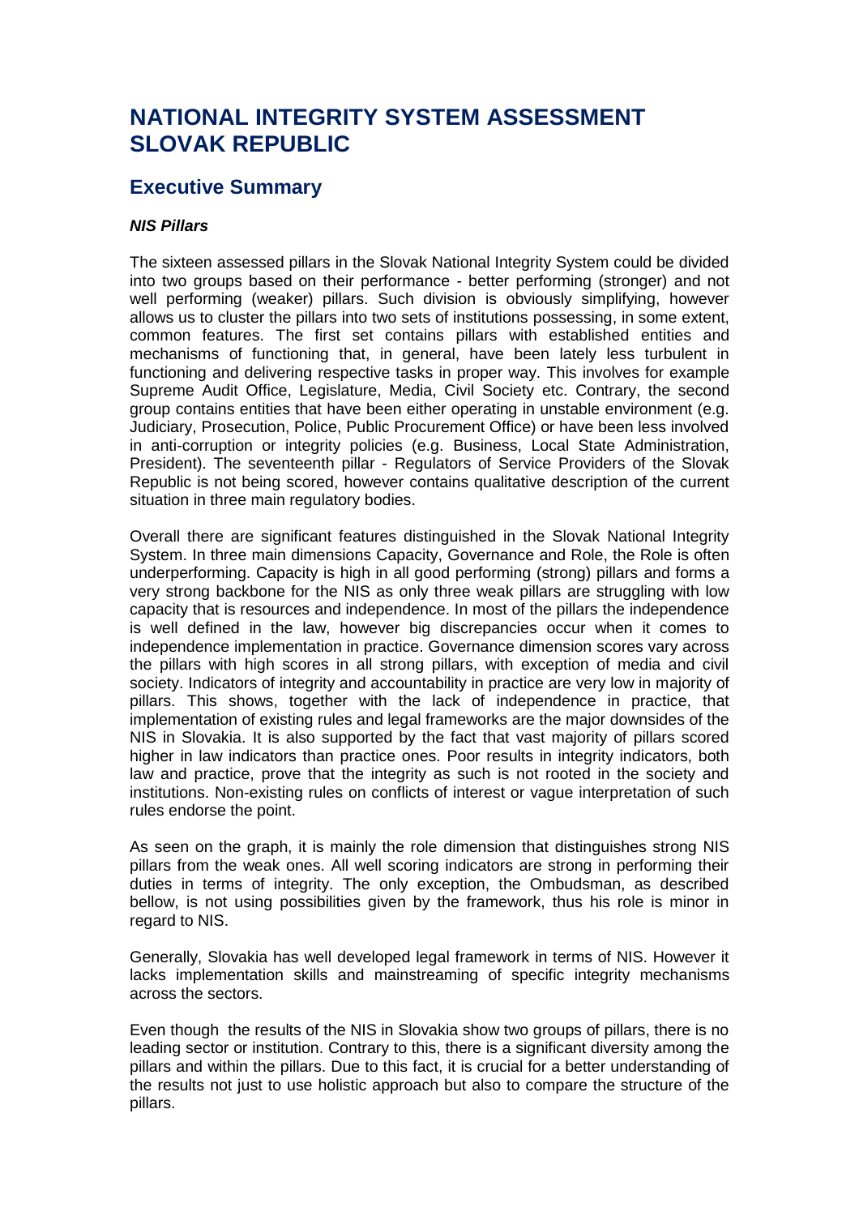# NATIONAL INTEGRITY SYSTEM ASSESSMENT SLOVAK REPUBLIC

## Executive Summary

### *NIS Pillars*

The sixteen assessed pillars in the Slovak National Integrity System could be divided into two groups based on their performance - better performing (stronger) and not well performing (weaker) pillars. Such division is obviously simplifying, however allows us to cluster the pillars into two sets of institutions possessing, in some extent, common features. The first set contains pillars with established entities and mechanisms of functioning that, in general, have been lately less turbulent in functioning and delivering respective tasks in proper way. This involves for example Supreme Audit Office, Legislature, Media, Civil Society etc. Contrary, the second group contains entities that have been either operating in unstable environment (e.g. Judiciary, Prosecution, Police, Public Procurement Office) or have been less involved in anti-corruption or integrity policies (e.g. Business, Local State Administration, President). The seventeenth pillar - Regulators of Service Providers of the Slovak Republic is not being scored, however contains qualitative description of the current situation in three main regulatory bodies.

Overall there are significant features distinguished in the Slovak National Integrity System. In three main dimensions Capacity, Governance and Role, the Role is often underperforming. Capacity is high in all good performing (strong) pillars and forms a very strong backbone for the NIS as only three weak pillars are struggling with low capacity that is resources and independence. In most of the pillars the independence is well defined in the law, however big discrepancies occur when it comes to independence implementation in practice. Governance dimension scores vary across the pillars with high scores in all strong pillars, with exception of media and civil society. Indicators of integrity and accountability in practice are very low in majority of pillars. This shows, together with the lack of independence in practice, that implementation of existing rules and legal frameworks are the major downsides of the NIS in Slovakia. It is also supported by the fact that vast majority of pillars scored higher in law indicators than practice ones. Poor results in integrity indicators, both law and practice, prove that the integrity as such is not rooted in the society and institutions. Non-existing rules on conflicts of interest or vague interpretation of such rules endorse the point.

As seen on the graph, it is mainly the role dimension that distinguishes strong NIS pillars from the weak ones. All well scoring indicators are strong in performing their duties in terms of integrity. The only exception, the Ombudsman, as described bellow, is not using possibilities given by the framework, thus his role is minor in regard to NIS.

Generally, Slovakia has well developed legal framework in terms of NIS. However it lacks implementation skills and mainstreaming of specific integrity mechanisms across the sectors.

Even though the results of the NIS in Slovakia show two groups of pillars, there is no leading sector or institution. Contrary to this, there is a significant diversity among the pillars and within the pillars. Due to this fact, it is crucial for a better understanding of the results not just to use holistic approach but also to compare the structure of the pillars.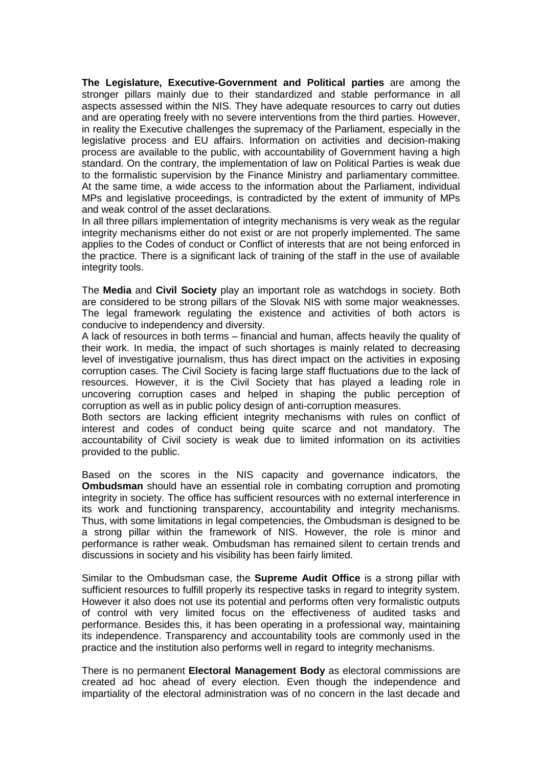**The Legislature, Executive-Government and Political parties** are among the stronger pillars mainly due to their standardized and stable performance in all aspects assessed within the NIS. They have adequate resources to carry out duties and are operating freely with no severe interventions from the third parties. However, in reality the Executive challenges the supremacy of the Parliament, especially in the legislative process and EU affairs. Information on activities and decision-making process are available to the public, with accountability of Government having a high standard. On the contrary, the implementation of law on Political Parties is weak due to the formalistic supervision by the Finance Ministry and parliamentary committee. At the same time, a wide access to the information about the Parliament, individual MPs and legislative proceedings, is contradicted by the extent of immunity of MPs and weak control of the asset declarations.

In all three pillars implementation of integrity mechanisms is very weak as the regular integrity mechanisms either do not exist or are not properly implemented. The same applies to the Codes of conduct or Conflict of interests that are not being enforced in the practice. There is a significant lack of training of the staff in the use of available integrity tools.

The **Media** and **Civil Society** play an important role as watchdogs in society. Both are considered to be strong pillars of the Slovak NIS with some major weaknesses. The legal framework regulating the existence and activities of both actors is conducive to independency and diversity.

A lack of resources in both terms – financial and human, affects heavily the quality of their work. In media, the impact of such shortages is mainly related to decreasing level of investigative journalism, thus has direct impact on the activities in exposing corruption cases. The Civil Society is facing large staff fluctuations due to the lack of resources. However, it is the Civil Society that has played a leading role in uncovering corruption cases and helped in shaping the public perception of corruption as well as in public policy design of anti-corruption measures.

Both sectors are lacking efficient integrity mechanisms with rules on conflict of interest and codes of conduct being quite scarce and not mandatory. The accountability of Civil society is weak due to limited information on its activities provided to the public.

Based on the scores in the NIS capacity and governance indicators, the **Ombudsman** should have an essential role in combating corruption and promoting integrity in society. The office has sufficient resources with no external interference in its work and functioning transparency, accountability and integrity mechanisms. Thus, with some limitations in legal competencies, the Ombudsman is designed to be a strong pillar within the framework of NIS. However, the role is minor and performance is rather weak. Ombudsman has remained silent to certain trends and discussions in society and his visibility has been fairly limited.

Similar to the Ombudsman case, the **Supreme Audit Office** is a strong pillar with sufficient resources to fulfill properly its respective tasks in regard to integrity system. However it also does not use its potential and performs often very formalistic outputs of control with very limited focus on the effectiveness of audited tasks and performance. Besides this, it has been operating in a professional way, maintaining its independence. Transparency and accountability tools are commonly used in the practice and the institution also performs well in regard to integrity mechanisms.

There is no permanent **Electoral Management Body** as electoral commissions are created ad hoc ahead of every election. Even though the independence and impartiality of the electoral administration was of no concern in the last decade and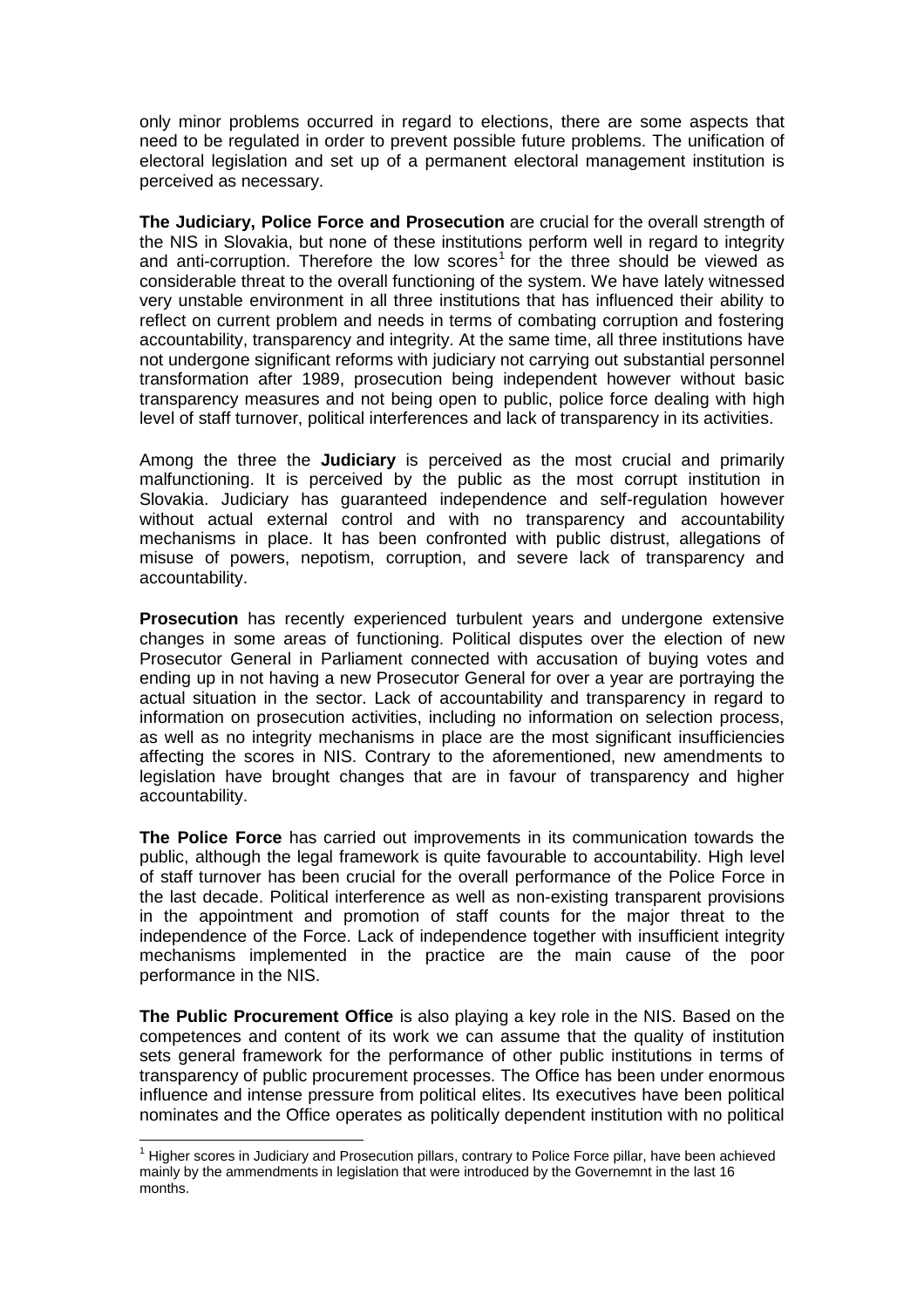only minor problems occurred in regard to elections, there are some aspects that need to be regulated in order to prevent possible future problems. The unification of electoral legislation and set up of a permanent electoral management institution is perceived as necessary.

**The Judiciary, Police Force and Prosecution** are crucial for the overall strength of the NIS in Slovakia, but none of these institutions perform well in regard to integrity and anti-corruption. Therefore the low scores[1] for the three should be viewed as considerable threat to the overall functioning of the system. We have lately witnessed very unstable environment in all three institutions that has influenced their ability to reflect on current problem and needs in terms of combating corruption and fostering accountability, transparency and integrity. At the same time, all three institutions have not undergone significant reforms with judiciary not carrying out substantial personnel transformation after 1989, prosecution being independent however without basic transparency measures and not being open to public, police force dealing with high level of staff turnover, political interferences and lack of transparency in its activities.

Among the three the **Judiciary** is perceived as the most crucial and primarily malfunctioning. It is perceived by the public as the most corrupt institution in Slovakia. Judiciary has guaranteed independence and self-regulation however without actual external control and with no transparency and accountability mechanisms in place. It has been confronted with public distrust, allegations of misuse of powers, nepotism, corruption, and severe lack of transparency and accountability.

**Prosecution** has recently experienced turbulent years and undergone extensive changes in some areas of functioning. Political disputes over the election of new Prosecutor General in Parliament connected with accusation of buying votes and ending up in not having a new Prosecutor General for over a year are portraying the actual situation in the sector. Lack of accountability and transparency in regard to information on prosecution activities, including no information on selection process, as well as no integrity mechanisms in place are the most significant insufficiencies affecting the scores in NIS. Contrary to the aforementioned, new amendments to legislation have brought changes that are in favour of transparency and higher accountability.

**The Police Force** has carried out improvements in its communication towards the public, although the legal framework is quite favourable to accountability. High level of staff turnover has been crucial for the overall performance of the Police Force in the last decade. Political interference as well as non-existing transparent provisions in the appointment and promotion of staff counts for the major threat to the independence of the Force. Lack of independence together with insufficient integrity mechanisms implemented in the practice are the main cause of the poor performance in the NIS.

**The Public Procurement Office** is also playing a key role in the NIS. Based on the competences and content of its work we can assume that the quality of institution sets general framework for the performance of other public institutions in terms of transparency of public procurement processes. The Office has been under enormous influence and intense pressure from political elites. Its executives have been political nominates and the Office operates as politically dependent institution with no political

---

[1] Higher scores in Judiciary and Prosecution pillars, contrary to Police Force pillar, have been achieved mainly by the ammendments in legislation that were introduced by the Governemnt in the last 16 months.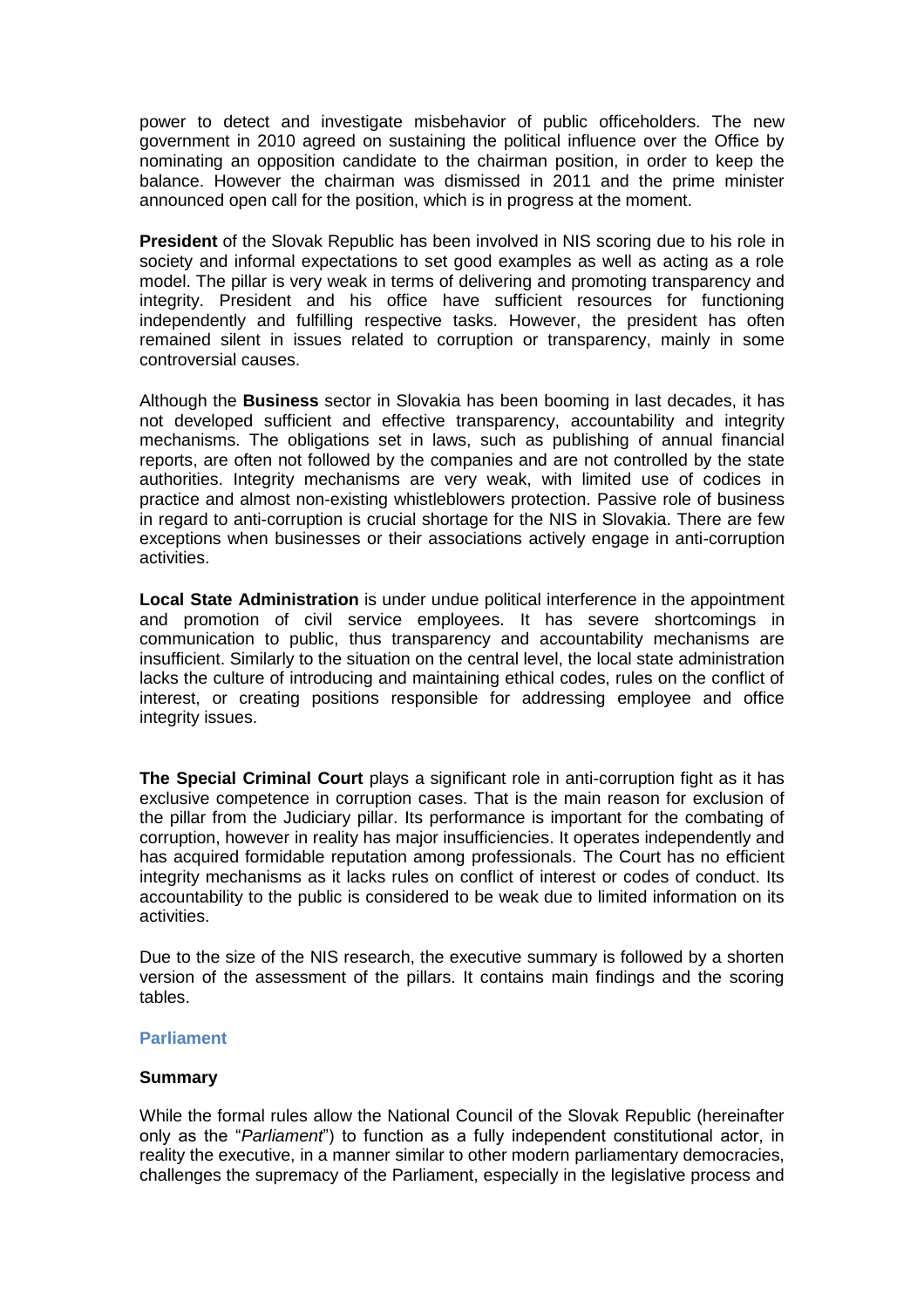power to detect and investigate misbehavior of public officeholders. The new government in 2010 agreed on sustaining the political influence over the Office by nominating an opposition candidate to the chairman position, in order to keep the balance. However the chairman was dismissed in 2011 and the prime minister announced open call for the position, which is in progress at the moment.

**President** of the Slovak Republic has been involved in NIS scoring due to his role in society and informal expectations to set good examples as well as acting as a role model. The pillar is very weak in terms of delivering and promoting transparency and integrity. President and his office have sufficient resources for functioning independently and fulfilling respective tasks. However, the president has often remained silent in issues related to corruption or transparency, mainly in some controversial causes.

Although the **Business** sector in Slovakia has been booming in last decades, it has not developed sufficient and effective transparency, accountability and integrity mechanisms. The obligations set in laws, such as publishing of annual financial reports, are often not followed by the companies and are not controlled by the state authorities. Integrity mechanisms are very weak, with limited use of codices in practice and almost non-existing whistleblowers protection. Passive role of business in regard to anti-corruption is crucial shortage for the NIS in Slovakia. There are few exceptions when businesses or their associations actively engage in anti-corruption activities.

**Local State Administration** is under undue political interference in the appointment and promotion of civil service employees. It has severe shortcomings in communication to public, thus transparency and accountability mechanisms are insufficient. Similarly to the situation on the central level, the local state administration lacks the culture of introducing and maintaining ethical codes, rules on the conflict of interest, or creating positions responsible for addressing employee and office integrity issues.

**The Special Criminal Court** plays a significant role in anti-corruption fight as it has exclusive competence in corruption cases. That is the main reason for exclusion of the pillar from the Judiciary pillar. Its performance is important for the combating of corruption, however in reality has major insufficiencies. It operates independently and has acquired formidable reputation among professionals. The Court has no efficient integrity mechanisms as it lacks rules on conflict of interest or codes of conduct. Its accountability to the public is considered to be weak due to limited information on its activities.

Due to the size of the NIS research, the executive summary is followed by a shorten version of the assessment of the pillars. It contains main findings and the scoring tables.

## Parliament

### Summary

While the formal rules allow the National Council of the Slovak Republic (hereinafter only as the "*Parliament*") to function as a fully independent constitutional actor, in reality the executive, in a manner similar to other modern parliamentary democracies, challenges the supremacy of the Parliament, especially in the legislative process and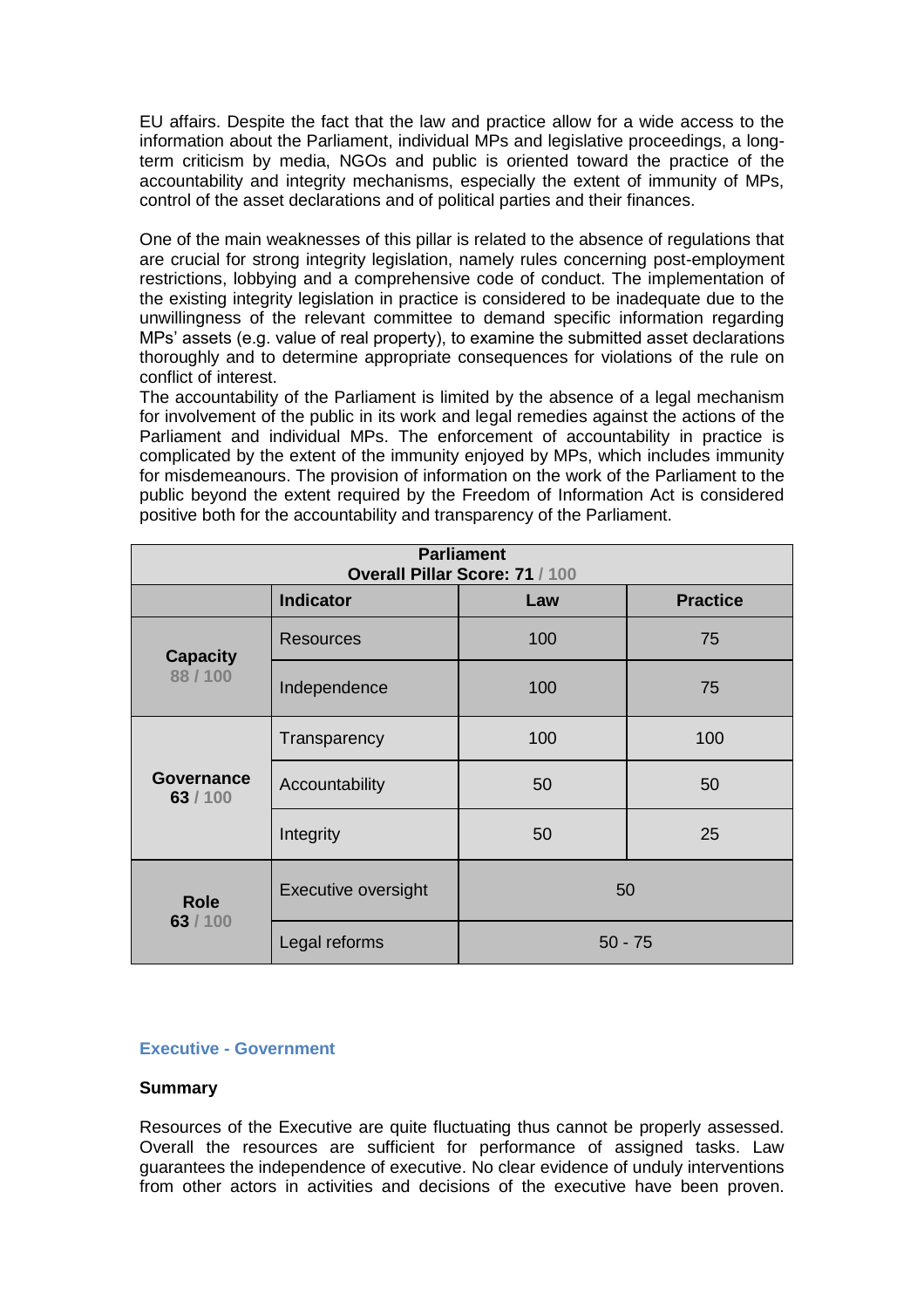EU affairs. Despite the fact that the law and practice allow for a wide access to the information about the Parliament, individual MPs and legislative proceedings, a long-term criticism by media, NGOs and public is oriented toward the practice of the accountability and integrity mechanisms, especially the extent of immunity of MPs, control of the asset declarations and of political parties and their finances.

One of the main weaknesses of this pillar is related to the absence of regulations that are crucial for strong integrity legislation, namely rules concerning post-employment restrictions, lobbying and a comprehensive code of conduct. The implementation of the existing integrity legislation in practice is considered to be inadequate due to the unwillingness of the relevant committee to demand specific information regarding MPs' assets (e.g. value of real property), to examine the submitted asset declarations thoroughly and to determine appropriate consequences for violations of the rule on conflict of interest.

The accountability of the Parliament is limited by the absence of a legal mechanism for involvement of the public in its work and legal remedies against the actions of the Parliament and individual MPs. The enforcement of accountability in practice is complicated by the extent of the immunity enjoyed by MPs, which includes immunity for misdemeanours. The provision of information on the work of the Parliament to the public beyond the extent required by the Freedom of Information Act is considered positive both for the accountability and transparency of the Parliament.

| **Parliament**<br>**Overall Pillar Score: 71** / 100 | | | |
|---|---|---|---|
| | **Indicator** | **Law** | **Practice** |
| **Capacity**<br>88 / 100 | Resources | 100 | 75 |
| | Independence | 100 | 75 |
| **Governance**<br>**63** / 100 | Transparency | 100 | 100 |
| | Accountability | 50 | 50 |
| | Integrity | 50 | 25 |
| **Role**<br>**63** / 100 | Executive oversight | 50 | |
| | Legal reforms | 50 - 75 | |

## Executive - Government

### Summary

Resources of the Executive are quite fluctuating thus cannot be properly assessed. Overall the resources are sufficient for performance of assigned tasks. Law guarantees the independence of executive. No clear evidence of unduly interventions from other actors in activities and decisions of the executive have been proven.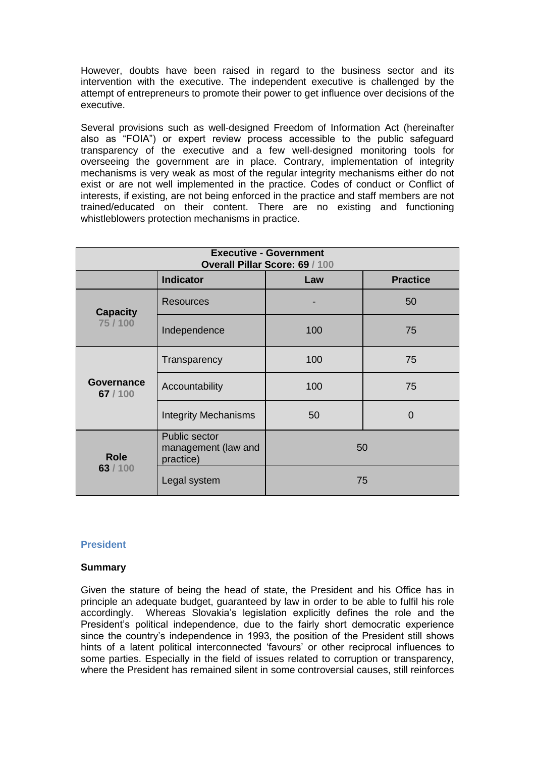However, doubts have been raised in regard to the business sector and its intervention with the executive. The independent executive is challenged by the attempt of entrepreneurs to promote their power to get influence over decisions of the executive.

Several provisions such as well-designed Freedom of Information Act (hereinafter also as "FOIA") or expert review process accessible to the public safeguard transparency of the executive and a few well-designed monitoring tools for overseeing the government are in place. Contrary, implementation of integrity mechanisms is very weak as most of the regular integrity mechanisms either do not exist or are not well implemented in the practice. Codes of conduct or Conflict of interests, if existing, are not being enforced in the practice and staff members are not trained/educated on their content. There are no existing and functioning whistleblowers protection mechanisms in practice.

| **Executive - Government**<br>**Overall Pillar Score: 69** / 100 | | | |
|---|---|---|---|
| | **Indicator** | **Law** | **Practice** |
| **Capacity**<br>75 / 100 | Resources | - | 50 |
| | Independence | 100 | 75 |
| **Governance**<br>**67** / 100 | Transparency | 100 | 75 |
| | Accountability | 100 | 75 |
| | Integrity Mechanisms | 50 | 0 |
| **Role**<br>**63** / 100 | Public sector management (law and practice) | 50 | |
| | Legal system | 75 | |

## President

### Summary

Given the stature of being the head of state, the President and his Office has in principle an adequate budget, guaranteed by law in order to be able to fulfil his role accordingly. Whereas Slovakia's legislation explicitly defines the role and the President's political independence, due to the fairly short democratic experience since the country's independence in 1993, the position of the President still shows hints of a latent political interconnected 'favours' or other reciprocal influences to some parties. Especially in the field of issues related to corruption or transparency, where the President has remained silent in some controversial causes, still reinforces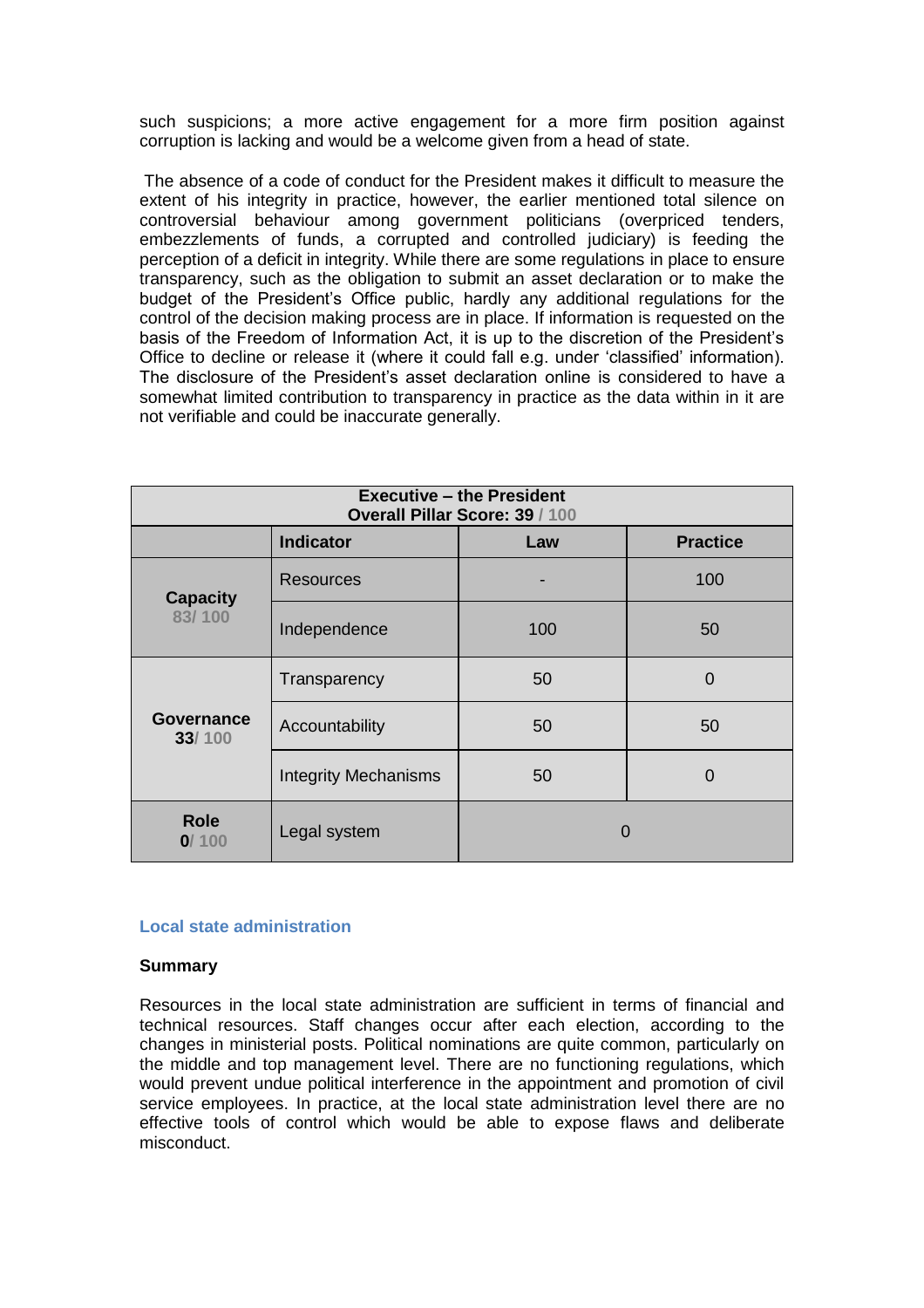such suspicions; a more active engagement for a more firm position against corruption is lacking and would be a welcome given from a head of state.

The absence of a code of conduct for the President makes it difficult to measure the extent of his integrity in practice, however, the earlier mentioned total silence on controversial behaviour among government politicians (overpriced tenders, embezzlements of funds, a corrupted and controlled judiciary) is feeding the perception of a deficit in integrity. While there are some regulations in place to ensure transparency, such as the obligation to submit an asset declaration or to make the budget of the President's Office public, hardly any additional regulations for the control of the decision making process are in place. If information is requested on the basis of the Freedom of Information Act, it is up to the discretion of the President's Office to decline or release it (where it could fall e.g. under 'classified' information). The disclosure of the President's asset declaration online is considered to have a somewhat limited contribution to transparency in practice as the data within in it are not verifiable and could be inaccurate generally.

| **Executive – the President**<br>**Overall Pillar Score: 39 / 100** | | | |
|---|---|---|---|
| | **Indicator** | **Law** | **Practice** |
| **Capacity**<br>83/ 100 | Resources | - | 100 |
| | Independence | 100 | 50 |
| **Governance**<br>**33**/ 100 | Transparency | 50 | 0 |
| | Accountability | 50 | 50 |
| | Integrity Mechanisms | 50 | 0 |
| **Role**<br>**0**/ 100 | Legal system | 0 | |

### Local state administration

**Summary**

Resources in the local state administration are sufficient in terms of financial and technical resources. Staff changes occur after each election, according to the changes in ministerial posts. Political nominations are quite common, particularly on the middle and top management level. There are no functioning regulations, which would prevent undue political interference in the appointment and promotion of civil service employees. In practice, at the local state administration level there are no effective tools of control which would be able to expose flaws and deliberate misconduct.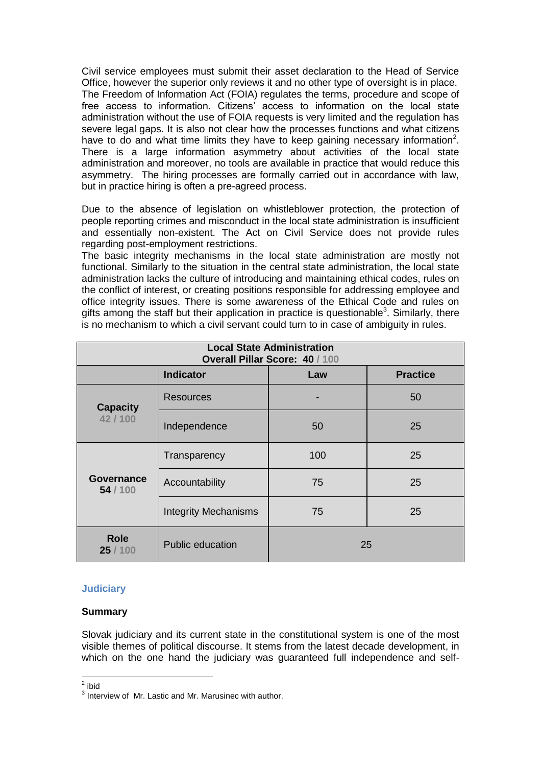Civil service employees must submit their asset declaration to the Head of Service Office, however the superior only reviews it and no other type of oversight is in place. The Freedom of Information Act (FOIA) regulates the terms, procedure and scope of free access to information. Citizens' access to information on the local state administration without the use of FOIA requests is very limited and the regulation has severe legal gaps. It is also not clear how the processes functions and what citizens have to do and what time limits they have to keep gaining necessary information[2]. There is a large information asymmetry about activities of the local state administration and moreover, no tools are available in practice that would reduce this asymmetry. The hiring processes are formally carried out in accordance with law, but in practice hiring is often a pre-agreed process.

Due to the absence of legislation on whistleblower protection, the protection of people reporting crimes and misconduct in the local state administration is insufficient and essentially non-existent. The Act on Civil Service does not provide rules regarding post-employment restrictions.
The basic integrity mechanisms in the local state administration are mostly not functional. Similarly to the situation in the central state administration, the local state administration lacks the culture of introducing and maintaining ethical codes, rules on the conflict of interest, or creating positions responsible for addressing employee and office integrity issues. There is some awareness of the Ethical Code and rules on gifts among the staff but their application in practice is questionable[3]. Similarly, there is no mechanism to which a civil servant could turn to in case of ambiguity in rules.

| **Local State Administration<br>Overall Pillar Score: 40 / 100** | | | |
|---|---|---|---|
| | **Indicator** | **Law** | **Practice** |
| **Capacity**<br>42 / 100 | Resources | - | 50 |
| | Independence | 50 | 25 |
| **Governance**<br>**54** / 100 | Transparency | 100 | 25 |
| | Accountability | 75 | 25 |
| | Integrity Mechanisms | 75 | 25 |
| **Role**<br>**25** / 100 | Public education | 25 | |

### Judiciary

**Summary**

Slovak judiciary and its current state in the constitutional system is one of the most visible themes of political discourse. It stems from the latest decade development, in which on the one hand the judiciary was guaranteed full independence and self-

[2] ibid
[3] Interview of Mr. Lastic and Mr. Marusinec with author.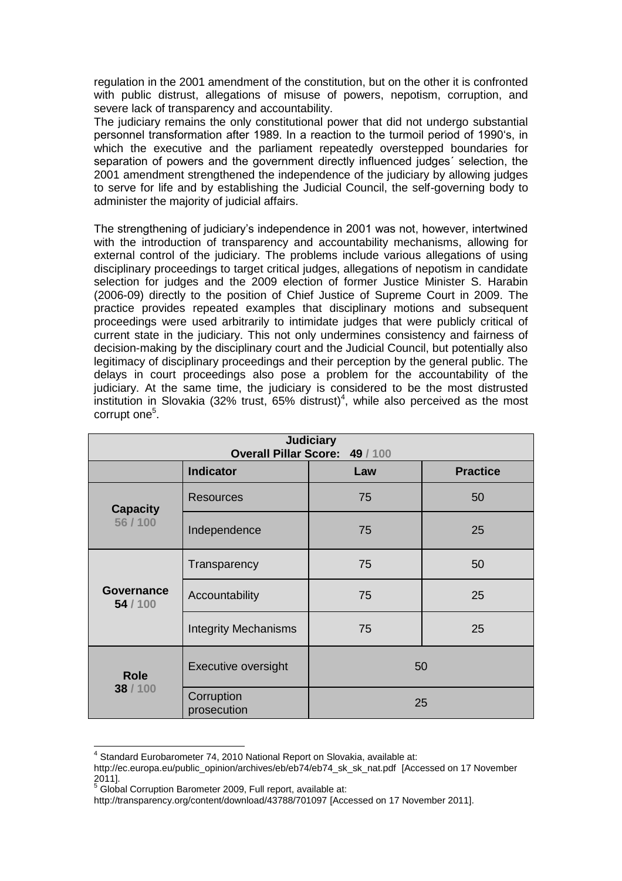regulation in the 2001 amendment of the constitution, but on the other it is confronted with public distrust, allegations of misuse of powers, nepotism, corruption, and severe lack of transparency and accountability.

The judiciary remains the only constitutional power that did not undergo substantial personnel transformation after 1989. In a reaction to the turmoil period of 1990's, in which the executive and the parliament repeatedly overstepped boundaries for separation of powers and the government directly influenced judges´ selection, the 2001 amendment strengthened the independence of the judiciary by allowing judges to serve for life and by establishing the Judicial Council, the self-governing body to administer the majority of judicial affairs.

The strengthening of judiciary's independence in 2001 was not, however, intertwined with the introduction of transparency and accountability mechanisms, allowing for external control of the judiciary. The problems include various allegations of using disciplinary proceedings to target critical judges, allegations of nepotism in candidate selection for judges and the 2009 election of former Justice Minister S. Harabin (2006-09) directly to the position of Chief Justice of Supreme Court in 2009. The practice provides repeated examples that disciplinary motions and subsequent proceedings were used arbitrarily to intimidate judges that were publicly critical of current state in the judiciary. This not only undermines consistency and fairness of decision-making by the disciplinary court and the Judicial Council, but potentially also legitimacy of disciplinary proceedings and their perception by the general public. The delays in court proceedings also pose a problem for the accountability of the judiciary. At the same time, the judiciary is considered to be the most distrusted institution in Slovakia (32% trust, 65% distrust)[4], while also perceived as the most corrupt one[5].

| Judiciary<br>Overall Pillar Score: 49 / 100 | | | |
|---|---|---|---|
| | **Indicator** | **Law** | **Practice** |
| **Capacity**<br>56 / 100 | Resources | 75 | 50 |
| | Independence | 75 | 25 |
| **Governance**<br>54 / 100 | Transparency | 75 | 50 |
| | Accountability | 75 | 25 |
| | Integrity Mechanisms | 75 | 25 |
| **Role**<br>38 / 100 | Executive oversight | 50 | |
| | Corruption prosecution | 25 | |

[4] Standard Eurobarometer 74, 2010 National Report on Slovakia, available at: http://ec.europa.eu/public_opinion/archives/eb/eb74/eb74_sk_sk_nat.pdf [Accessed on 17 November 2011].

[5] Global Corruption Barometer 2009, Full report, available at: http://transparency.org/content/download/43788/701097 [Accessed on 17 November 2011].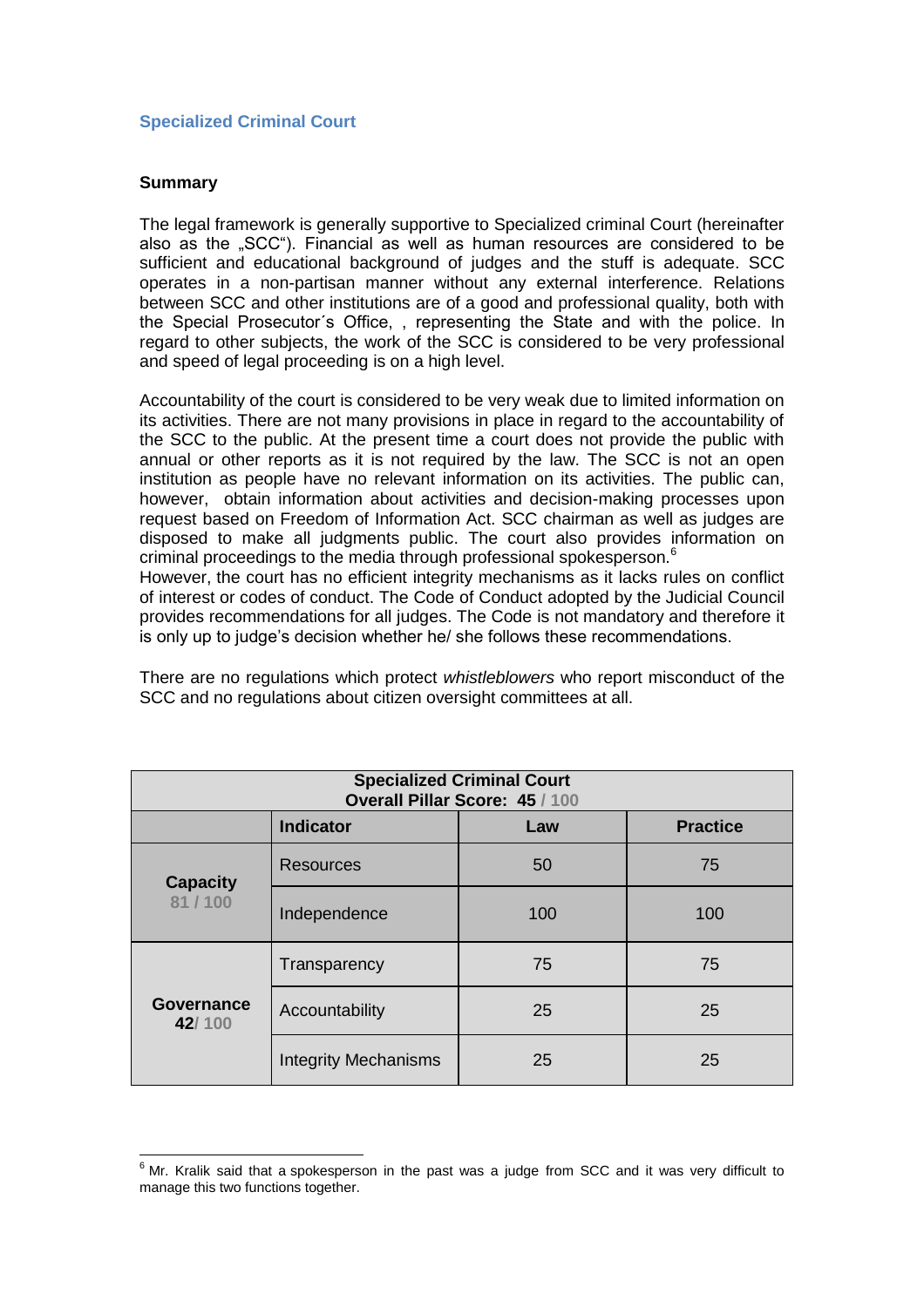## Specialized Criminal Court

### Summary

The legal framework is generally supportive to Specialized criminal Court (hereinafter also as the „SCC"). Financial as well as human resources are considered to be sufficient and educational background of judges and the stuff is adequate. SCC operates in a non-partisan manner without any external interference. Relations between SCC and other institutions are of a good and professional quality, both with the Special Prosecutor´s Office, , representing the State and with the police. In regard to other subjects, the work of the SCC is considered to be very professional and speed of legal proceeding is on a high level.

Accountability of the court is considered to be very weak due to limited information on its activities. There are not many provisions in place in regard to the accountability of the SCC to the public. At the present time a court does not provide the public with annual or other reports as it is not required by the law. The SCC is not an open institution as people have no relevant information on its activities. The public can, however, obtain information about activities and decision-making processes upon request based on Freedom of Information Act. SCC chairman as well as judges are disposed to make all judgments public. The court also provides information on criminal proceedings to the media through professional spokesperson.[6]

However, the court has no efficient integrity mechanisms as it lacks rules on conflict of interest or codes of conduct. The Code of Conduct adopted by the Judicial Council provides recommendations for all judges. The Code is not mandatory and therefore it is only up to judge's decision whether he/ she follows these recommendations.

There are no regulations which protect *whistleblowers* who report misconduct of the SCC and no regulations about citizen oversight committees at all.

| Specialized Criminal Court<br>Overall Pillar Score: 45 / 100 | | | |
|---|---|---|---|
| | **Indicator** | **Law** | **Practice** |
| **Capacity**<br>81 / 100 | Resources | 50 | 75 |
| | Independence | 100 | 100 |
| **Governance**<br>42/ 100 | Transparency | 75 | 75 |
| | Accountability | 25 | 25 |
| | Integrity Mechanisms | 25 | 25 |

[6] Mr. Kralik said that a spokesperson in the past was a judge from SCC and it was very difficult to manage this two functions together.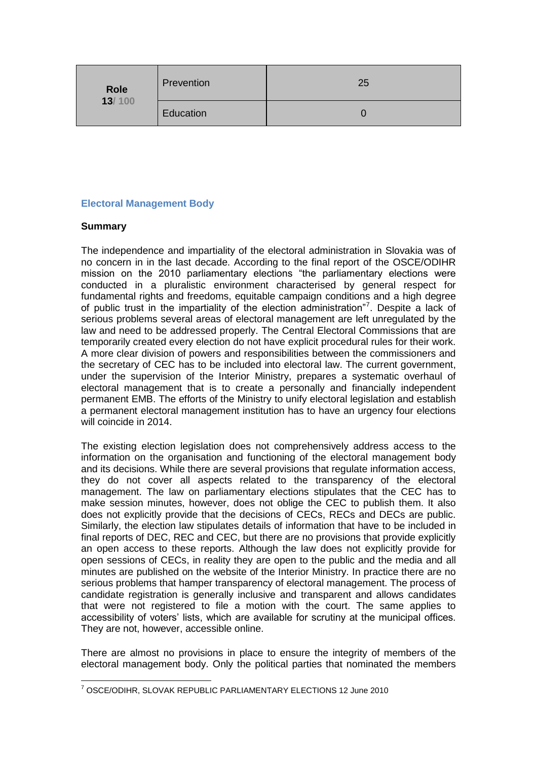| Role 13/ 100 | Prevention | 25 |
| --- | --- | --- |
| | Education | 0 |

### Electoral Management Body

**Summary**

The independence and impartiality of the electoral administration in Slovakia was of no concern in in the last decade. According to the final report of the OSCE/ODIHR mission on the 2010 parliamentary elections "the parliamentary elections were conducted in a pluralistic environment characterised by general respect for fundamental rights and freedoms, equitable campaign conditions and a high degree of public trust in the impartiality of the election administration"[7]. Despite a lack of serious problems several areas of electoral management are left unregulated by the law and need to be addressed properly. The Central Electoral Commissions that are temporarily created every election do not have explicit procedural rules for their work. A more clear division of powers and responsibilities between the commissioners and the secretary of CEC has to be included into electoral law. The current government, under the supervision of the Interior Ministry, prepares a systematic overhaul of electoral management that is to create a personally and financially independent permanent EMB. The efforts of the Ministry to unify electoral legislation and establish a permanent electoral management institution has to have an urgency four elections will coincide in 2014.

The existing election legislation does not comprehensively address access to the information on the organisation and functioning of the electoral management body and its decisions. While there are several provisions that regulate information access, they do not cover all aspects related to the transparency of the electoral management. The law on parliamentary elections stipulates that the CEC has to make session minutes, however, does not oblige the CEC to publish them. It also does not explicitly provide that the decisions of CECs, RECs and DECs are public. Similarly, the election law stipulates details of information that have to be included in final reports of DEC, REC and CEC, but there are no provisions that provide explicitly an open access to these reports. Although the law does not explicitly provide for open sessions of CECs, in reality they are open to the public and the media and all minutes are published on the website of the Interior Ministry. In practice there are no serious problems that hamper transparency of electoral management. The process of candidate registration is generally inclusive and transparent and allows candidates that were not registered to file a motion with the court. The same applies to accessibility of voters' lists, which are available for scrutiny at the municipal offices. They are not, however, accessible online.

There are almost no provisions in place to ensure the integrity of members of the electoral management body. Only the political parties that nominated the members

[7] OSCE/ODIHR, SLOVAK REPUBLIC PARLIAMENTARY ELECTIONS 12 June 2010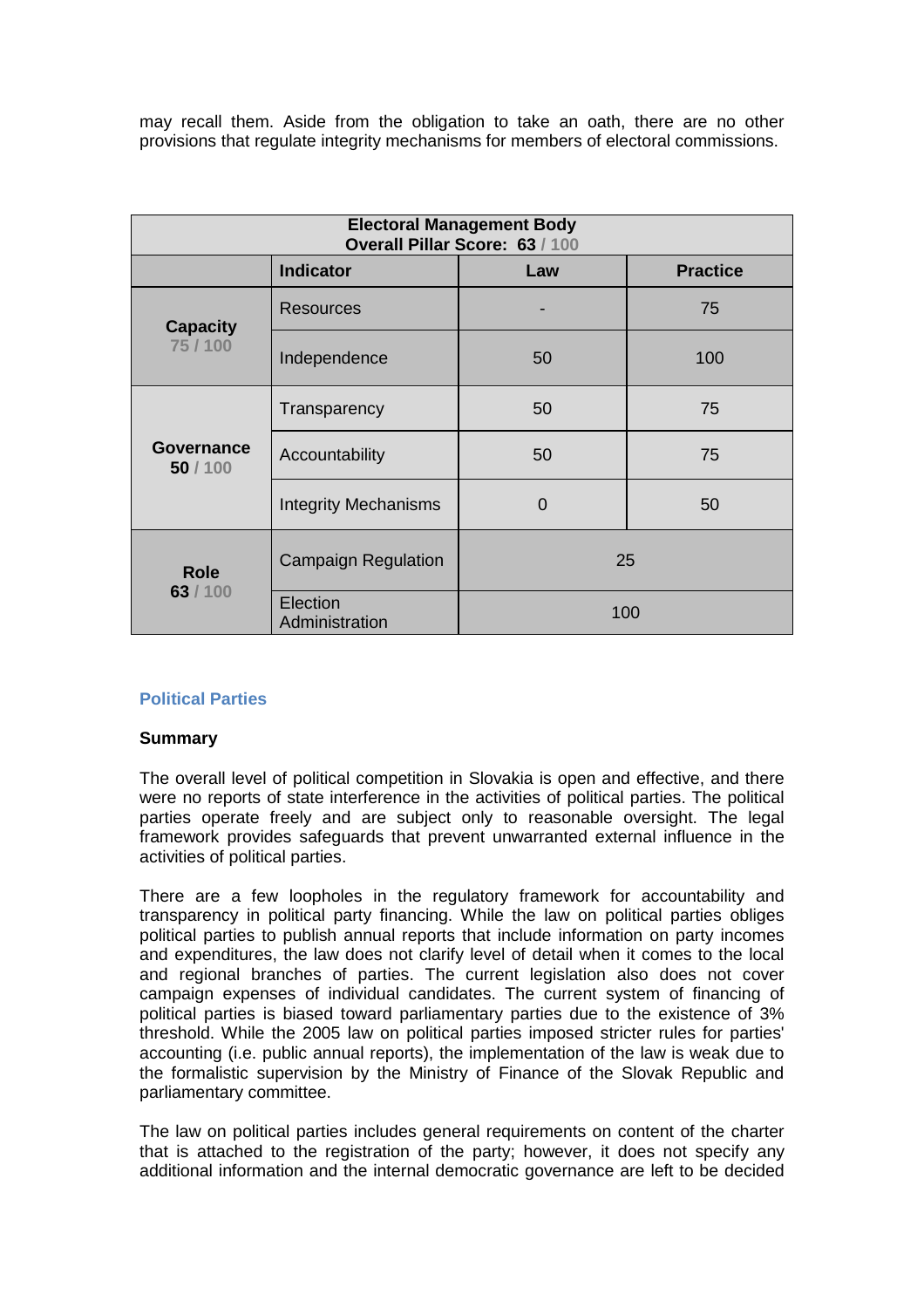may recall them. Aside from the obligation to take an oath, there are no other provisions that regulate integrity mechanisms for members of electoral commissions.

| Electoral Management Body<br>Overall Pillar Score: 63 / 100 | | | |
|---|---|---|---|
| | **Indicator** | **Law** | **Practice** |
| **Capacity**<br>75 / 100 | Resources | - | 75 |
| | Independence | 50 | 100 |
| **Governance**<br>50 / 100 | Transparency | 50 | 75 |
| | Accountability | 50 | 75 |
| | Integrity Mechanisms | 0 | 50 |
| **Role**<br>63 / 100 | Campaign Regulation | 25 | |
| | Election Administration | 100 | |

### Political Parties

**Summary**

The overall level of political competition in Slovakia is open and effective, and there were no reports of state interference in the activities of political parties. The political parties operate freely and are subject only to reasonable oversight. The legal framework provides safeguards that prevent unwarranted external influence in the activities of political parties.

There are a few loopholes in the regulatory framework for accountability and transparency in political party financing. While the law on political parties obliges political parties to publish annual reports that include information on party incomes and expenditures, the law does not clarify level of detail when it comes to the local and regional branches of parties. The current legislation also does not cover campaign expenses of individual candidates. The current system of financing of political parties is biased toward parliamentary parties due to the existence of 3% threshold. While the 2005 law on political parties imposed stricter rules for parties' accounting (i.e. public annual reports), the implementation of the law is weak due to the formalistic supervision by the Ministry of Finance of the Slovak Republic and parliamentary committee.

The law on political parties includes general requirements on content of the charter that is attached to the registration of the party; however, it does not specify any additional information and the internal democratic governance are left to be decided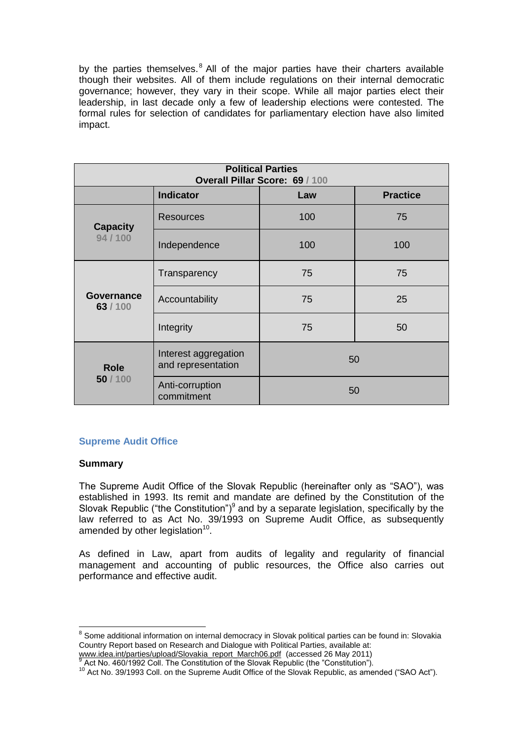by the parties themselves.[8] All of the major parties have their charters available though their websites. All of them include regulations on their internal democratic governance; however, they vary in their scope. While all major parties elect their leadership, in last decade only a few of leadership elections were contested. The formal rules for selection of candidates for parliamentary election have also limited impact.

| **Political Parties Overall Pillar Score: 69 / 100** | | | |
|---|---|---|---|
| | **Indicator** | **Law** | **Practice** |
| **Capacity** 94 / 100 | Resources | 100 | 75 |
| | Independence | 100 | 100 |
| **Governance** 63 / 100 | Transparency | 75 | 75 |
| | Accountability | 75 | 25 |
| | Integrity | 75 | 50 |
| **Role** 50 / 100 | Interest aggregation and representation | 50 | |
| | Anti-corruption commitment | 50 | |

## Supreme Audit Office

### Summary

The Supreme Audit Office of the Slovak Republic (hereinafter only as "SAO"), was established in 1993. Its remit and mandate are defined by the Constitution of the Slovak Republic ("the Constitution")[9] and by a separate legislation, specifically by the law referred to as Act No. 39/1993 on Supreme Audit Office, as subsequently amended by other legislation[10].

As defined in Law, apart from audits of legality and regularity of financial management and accounting of public resources, the Office also carries out performance and effective audit.

---

[8] Some additional information on internal democracy in Slovak political parties can be found in: Slovakia Country Report based on Research and Dialogue with Political Parties, available at: www.idea.int/parties/upload/Slovakia_report_March06.pdf (accessed 26 May 2011)

[9] Act No. 460/1992 Coll. The Constitution of the Slovak Republic (the "Constitution").

[10] Act No. 39/1993 Coll. on the Supreme Audit Office of the Slovak Republic, as amended ("SAO Act").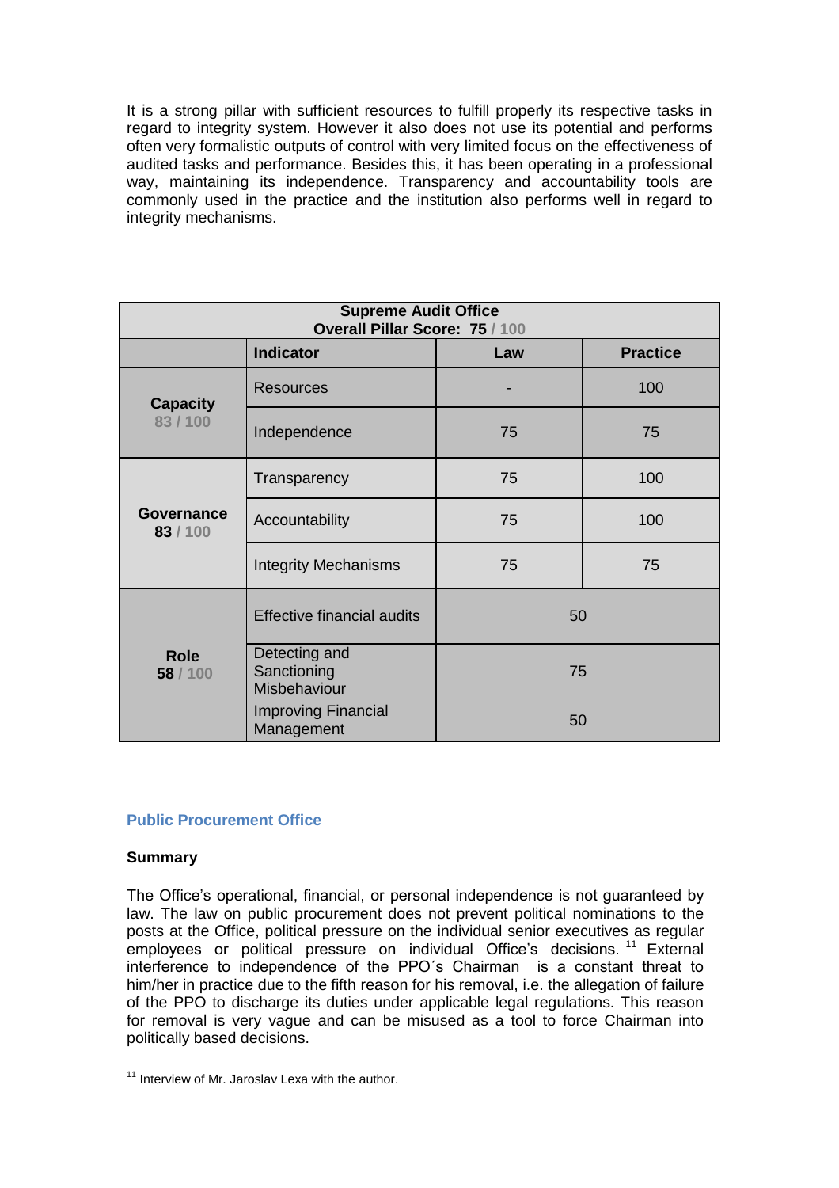It is a strong pillar with sufficient resources to fulfill properly its respective tasks in regard to integrity system. However it also does not use its potential and performs often very formalistic outputs of control with very limited focus on the effectiveness of audited tasks and performance. Besides this, it has been operating in a professional way, maintaining its independence. Transparency and accountability tools are commonly used in the practice and the institution also performs well in regard to integrity mechanisms.

| Supreme Audit Office<br>Overall Pillar Score: 75 / 100 | | | |
|---|---|---|---|
| | **Indicator** | **Law** | **Practice** |
| **Capacity**<br>83 / 100 | Resources | - | 100 |
| | Independence | 75 | 75 |
| **Governance**<br>83 / 100 | Transparency | 75 | 100 |
| | Accountability | 75 | 100 |
| | Integrity Mechanisms | 75 | 75 |
| **Role**<br>58 / 100 | Effective financial audits | 50 | |
| | Detecting and Sanctioning Misbehaviour | 75 | |
| | Improving Financial Management | 50 | |

## Public Procurement Office

### Summary

The Office's operational, financial, or personal independence is not guaranteed by law. The law on public procurement does not prevent political nominations to the posts at the Office, political pressure on the individual senior executives as regular employees or political pressure on individual Office's decisions.[11] External interference to independence of the PPO´s Chairman is a constant threat to him/her in practice due to the fifth reason for his removal, i.e. the allegation of failure of the PPO to discharge its duties under applicable legal regulations. This reason for removal is very vague and can be misused as a tool to force Chairman into politically based decisions.

[11] Interview of Mr. Jaroslav Lexa with the author.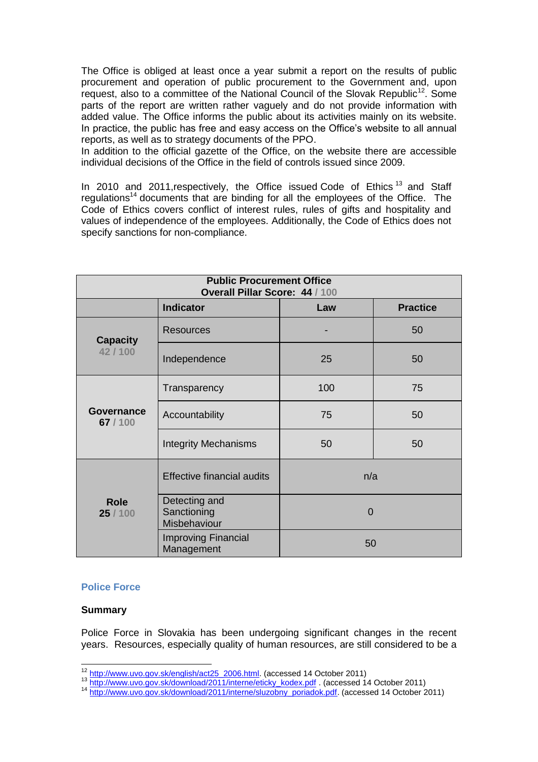The Office is obliged at least once a year submit a report on the results of public procurement and operation of public procurement to the Government and, upon request, also to a committee of the National Council of the Slovak Republic[12]. Some parts of the report are written rather vaguely and do not provide information with added value. The Office informs the public about its activities mainly on its website. In practice, the public has free and easy access on the Office's website to all annual reports, as well as to strategy documents of the PPO.
In addition to the official gazette of the Office, on the website there are accessible individual decisions of the Office in the field of controls issued since 2009.

In 2010 and 2011,respectively, the Office issued Code of Ethics [13] and Staff regulations[14] documents that are binding for all the employees of the Office. The Code of Ethics covers conflict of interest rules, rules of gifts and hospitality and values of independence of the employees. Additionally, the Code of Ethics does not specify sanctions for non-compliance.

| **Public Procurement Office**<br>**Overall Pillar Score: 44 / 100** | | | |
|---|---|---|---|
| | **Indicator** | **Law** | **Practice** |
| **Capacity**<br>42 / 100 | Resources | - | 50 |
| | Independence | 25 | 50 |
| **Governance**<br>**67** / 100 | Transparency | 100 | 75 |
| | Accountability | 75 | 50 |
| | Integrity Mechanisms | 50 | 50 |
| **Role**<br>**25** / 100 | Effective financial audits | n/a | |
| | Detecting and Sanctioning Misbehaviour | 0 | |
| | Improving Financial Management | 50 | |

## Police Force

### Summary

Police Force in Slovakia has been undergoing significant changes in the recent years. Resources, especially quality of human resources, are still considered to be a

[12] http://www.uvo.gov.sk/english/act25_2006.html. (accessed 14 October 2011)
[13] http://www.uvo.gov.sk/download/2011/interne/eticky_kodex.pdf . (accessed 14 October 2011)
[14] http://www.uvo.gov.sk/download/2011/interne/sluzobny_poriadok.pdf. (accessed 14 October 2011)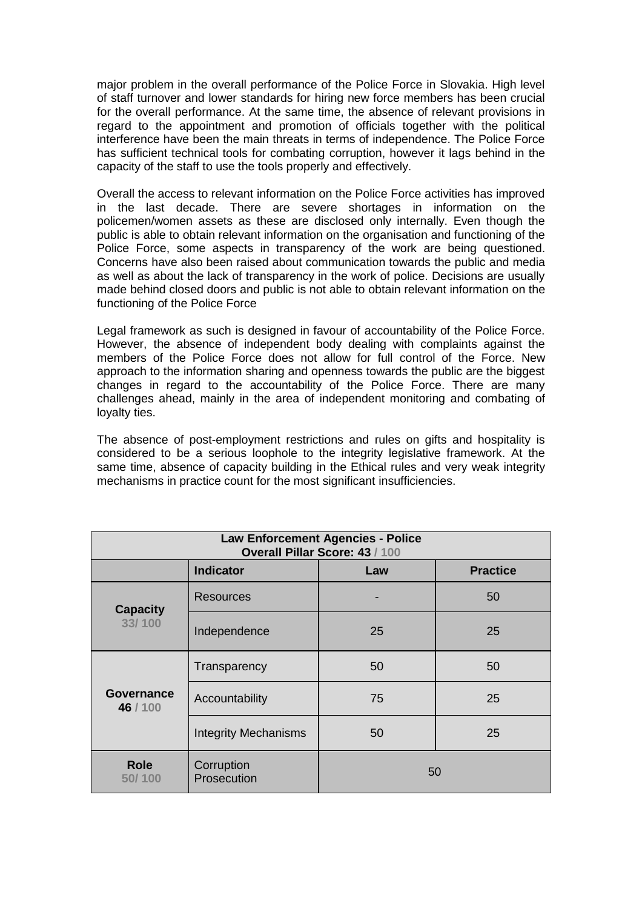major problem in the overall performance of the Police Force in Slovakia. High level of staff turnover and lower standards for hiring new force members has been crucial for the overall performance. At the same time, the absence of relevant provisions in regard to the appointment and promotion of officials together with the political interference have been the main threats in terms of independence. The Police Force has sufficient technical tools for combating corruption, however it lags behind in the capacity of the staff to use the tools properly and effectively.

Overall the access to relevant information on the Police Force activities has improved in the last decade. There are severe shortages in information on the policemen/women assets as these are disclosed only internally. Even though the public is able to obtain relevant information on the organisation and functioning of the Police Force, some aspects in transparency of the work are being questioned. Concerns have also been raised about communication towards the public and media as well as about the lack of transparency in the work of police. Decisions are usually made behind closed doors and public is not able to obtain relevant information on the functioning of the Police Force

Legal framework as such is designed in favour of accountability of the Police Force. However, the absence of independent body dealing with complaints against the members of the Police Force does not allow for full control of the Force. New approach to the information sharing and openness towards the public are the biggest changes in regard to the accountability of the Police Force. There are many challenges ahead, mainly in the area of independent monitoring and combating of loyalty ties.

The absence of post-employment restrictions and rules on gifts and hospitality is considered to be a serious loophole to the integrity legislative framework. At the same time, absence of capacity building in the Ethical rules and very weak integrity mechanisms in practice count for the most significant insufficiencies.

| **Law Enforcement Agencies - Police<br>Overall Pillar Score: 43 / 100** | | | |
|---|---|---|---|
| | **Indicator** | **Law** | **Practice** |
| **Capacity**<br>**33/ 100** | Resources | - | 50 |
| | Independence | 25 | 25 |
| **Governance**<br>**46 / 100** | Transparency | 50 | 50 |
| | Accountability | 75 | 25 |
| | Integrity Mechanisms | 50 | 25 |
| **Role**<br>**50/ 100** | Corruption Prosecution | 50 | |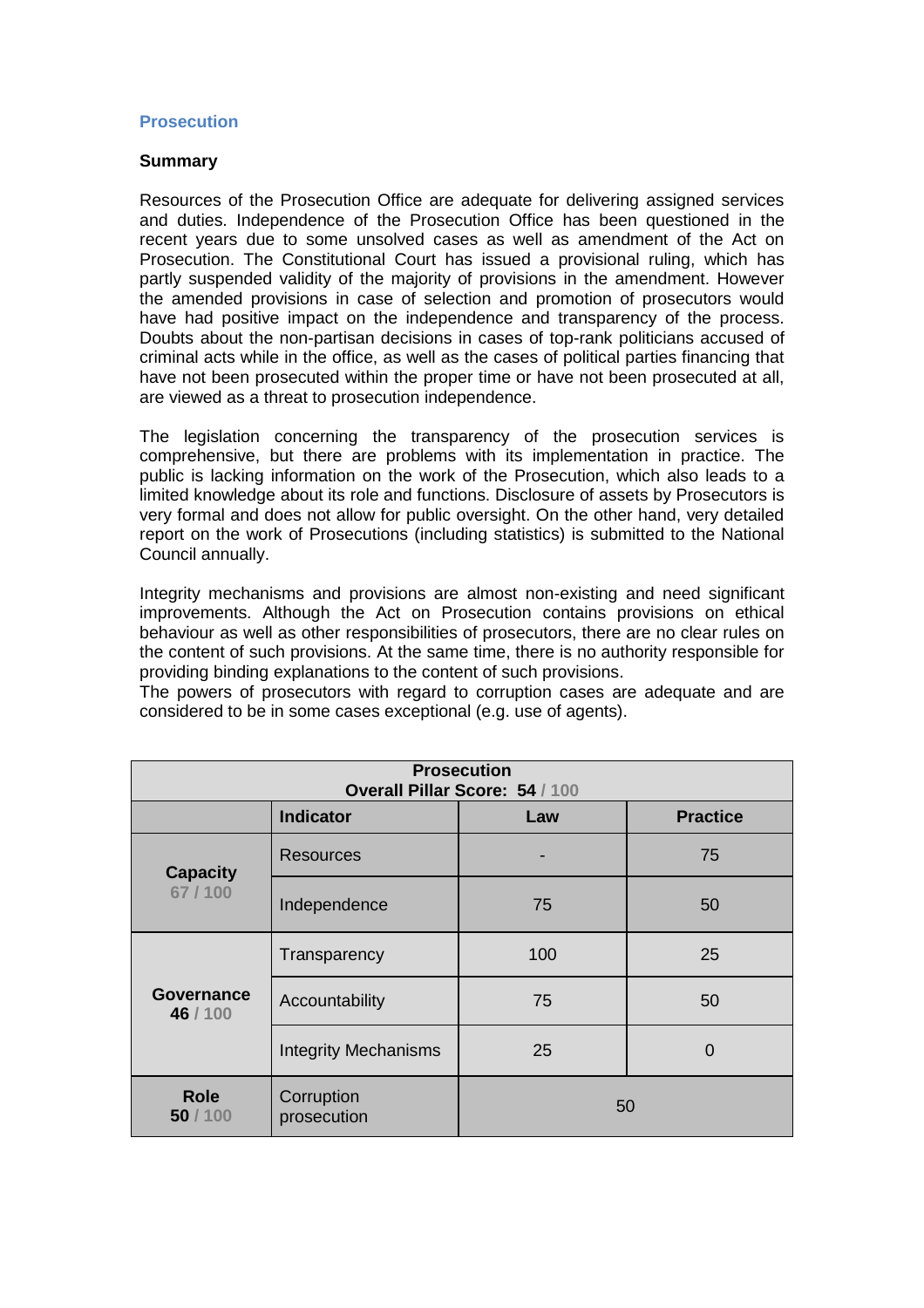## Prosecution

### Summary

Resources of the Prosecution Office are adequate for delivering assigned services and duties. Independence of the Prosecution Office has been questioned in the recent years due to some unsolved cases as well as amendment of the Act on Prosecution. The Constitutional Court has issued a provisional ruling, which has partly suspended validity of the majority of provisions in the amendment. However the amended provisions in case of selection and promotion of prosecutors would have had positive impact on the independence and transparency of the process. Doubts about the non-partisan decisions in cases of top-rank politicians accused of criminal acts while in the office, as well as the cases of political parties financing that have not been prosecuted within the proper time or have not been prosecuted at all, are viewed as a threat to prosecution independence.

The legislation concerning the transparency of the prosecution services is comprehensive, but there are problems with its implementation in practice. The public is lacking information on the work of the Prosecution, which also leads to a limited knowledge about its role and functions. Disclosure of assets by Prosecutors is very formal and does not allow for public oversight. On the other hand, very detailed report on the work of Prosecutions (including statistics) is submitted to the National Council annually.

Integrity mechanisms and provisions are almost non-existing and need significant improvements. Although the Act on Prosecution contains provisions on ethical behaviour as well as other responsibilities of prosecutors, there are no clear rules on the content of such provisions. At the same time, there is no authority responsible for providing binding explanations to the content of such provisions.
The powers of prosecutors with regard to corruption cases are adequate and are considered to be in some cases exceptional (e.g. use of agents).

| Prosecution<br>Overall Pillar Score: 54 / 100 | | | |
|---|---|---|---|
| | **Indicator** | **Law** | **Practice** |
| **Capacity**<br>67 / 100 | Resources | - | 75 |
| | Independence | 75 | 50 |
| **Governance**<br>46 / 100 | Transparency | 100 | 25 |
| | Accountability | 75 | 50 |
| | Integrity Mechanisms | 25 | 0 |
| **Role**<br>50 / 100 | Corruption prosecution | 50 | |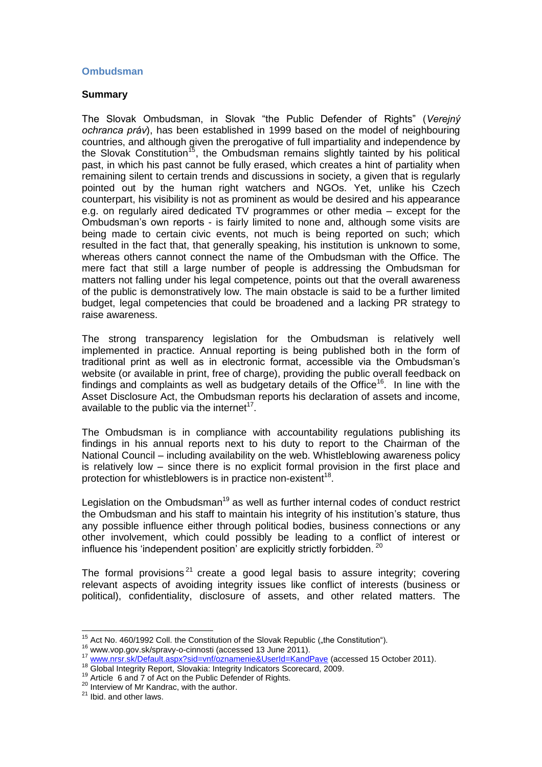## Ombudsman

### Summary

The Slovak Ombudsman, in Slovak "the Public Defender of Rights" (*Verejný ochranca práv*), has been established in 1999 based on the model of neighbouring countries, and although given the prerogative of full impartiality and independence by the Slovak Constitution[15], the Ombudsman remains slightly tainted by his political past, in which his past cannot be fully erased, which creates a hint of partiality when remaining silent to certain trends and discussions in society, a given that is regularly pointed out by the human right watchers and NGOs. Yet, unlike his Czech counterpart, his visibility is not as prominent as would be desired and his appearance e.g. on regularly aired dedicated TV programmes or other media – except for the Ombudsman's own reports - is fairly limited to none and, although some visits are being made to certain civic events, not much is being reported on such; which resulted in the fact that, that generally speaking, his institution is unknown to some, whereas others cannot connect the name of the Ombudsman with the Office. The mere fact that still a large number of people is addressing the Ombudsman for matters not falling under his legal competence, points out that the overall awareness of the public is demonstratively low. The main obstacle is said to be a further limited budget, legal competencies that could be broadened and a lacking PR strategy to raise awareness.

The strong transparency legislation for the Ombudsman is relatively well implemented in practice. Annual reporting is being published both in the form of traditional print as well as in electronic format, accessible via the Ombudsman's website (or available in print, free of charge), providing the public overall feedback on findings and complaints as well as budgetary details of the Office[16]. In line with the Asset Disclosure Act, the Ombudsman reports his declaration of assets and income, available to the public via the internet[17].

The Ombudsman is in compliance with accountability regulations publishing its findings in his annual reports next to his duty to report to the Chairman of the National Council – including availability on the web. Whistleblowing awareness policy is relatively low – since there is no explicit formal provision in the first place and protection for whistleblowers is in practice non-existent[18].

Legislation on the Ombudsman[19] as well as further internal codes of conduct restrict the Ombudsman and his staff to maintain his integrity of his institution's stature, thus any possible influence either through political bodies, business connections or any other involvement, which could possibly be leading to a conflict of interest or influence his 'independent position' are explicitly strictly forbidden.[20]

The formal provisions[21] create a good legal basis to assure integrity; covering relevant aspects of avoiding integrity issues like conflict of interests (business or political), confidentiality, disclosure of assets, and other related matters. The

---

[15] Act No. 460/1992 Coll. the Constitution of the Slovak Republic („the Constitution").
[16] www.vop.gov.sk/spravy-o-cinnosti (accessed 13 June 2011).
[17] www.nrsr.sk/Default.aspx?sid=vnf/oznamenie&UserId=KandPave (accessed 15 October 2011).
[18] Global Integrity Report, Slovakia: Integrity Indicators Scorecard, 2009.
[19] Article 6 and 7 of Act on the Public Defender of Rights.
[20] Interview of Mr Kandrac, with the author.
[21] Ibid. and other laws.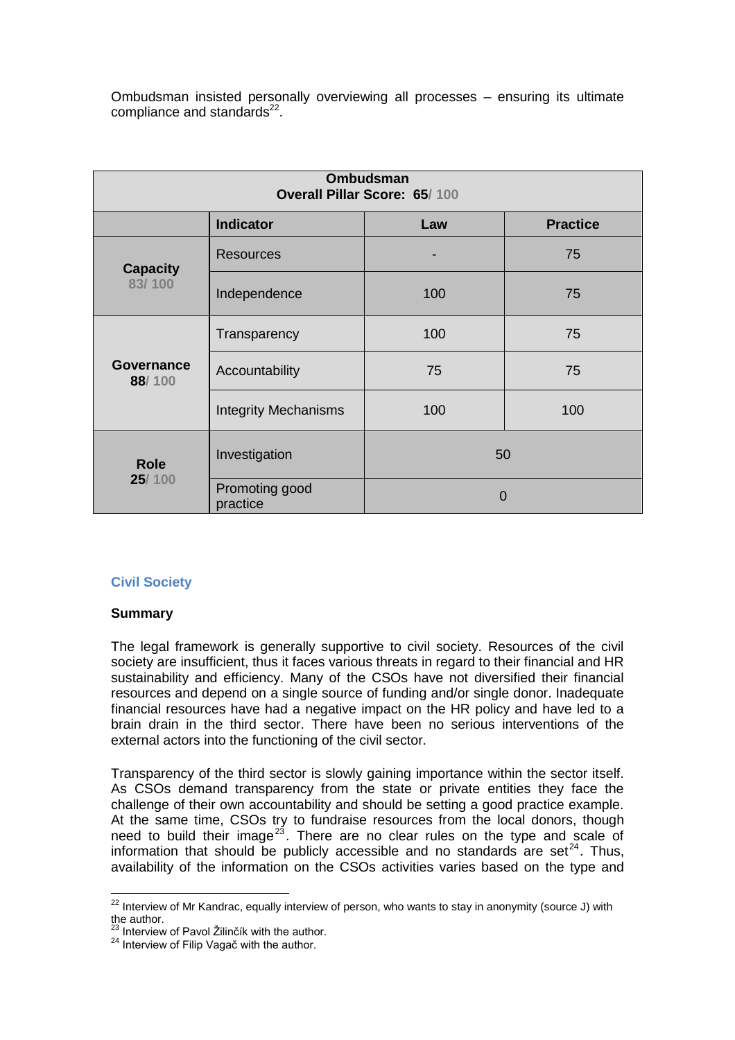Ombudsman insisted personally overviewing all processes – ensuring its ultimate compliance and standards[22].

| Ombudsman<br>Overall Pillar Score: 65/ 100 | | | |
|---|---|---|---|
| | **Indicator** | **Law** | **Practice** |
| **Capacity**<br>83/ 100 | Resources | - | 75 |
| | Independence | 100 | 75 |
| **Governance**<br>88/ 100 | Transparency | 100 | 75 |
| | Accountability | 75 | 75 |
| | Integrity Mechanisms | 100 | 100 |
| **Role**<br>25/ 100 | Investigation | 50 | |
| | Promoting good practice | 0 | |

## Civil Society

**Summary**

The legal framework is generally supportive to civil society. Resources of the civil society are insufficient, thus it faces various threats in regard to their financial and HR sustainability and efficiency. Many of the CSOs have not diversified their financial resources and depend on a single source of funding and/or single donor. Inadequate financial resources have had a negative impact on the HR policy and have led to a brain drain in the third sector. There have been no serious interventions of the external actors into the functioning of the civil sector.

Transparency of the third sector is slowly gaining importance within the sector itself. As CSOs demand transparency from the state or private entities they face the challenge of their own accountability and should be setting a good practice example. At the same time, CSOs try to fundraise resources from the local donors, though need to build their image[23]. There are no clear rules on the type and scale of information that should be publicly accessible and no standards are set[24]. Thus, availability of the information on the CSOs activities varies based on the type and

---

[22] Interview of Mr Kandrac, equally interview of person, who wants to stay in anonymity (source J) with the author.

[23] Interview of Pavol Žilinčík with the author.

[24] Interview of Filip Vagač with the author.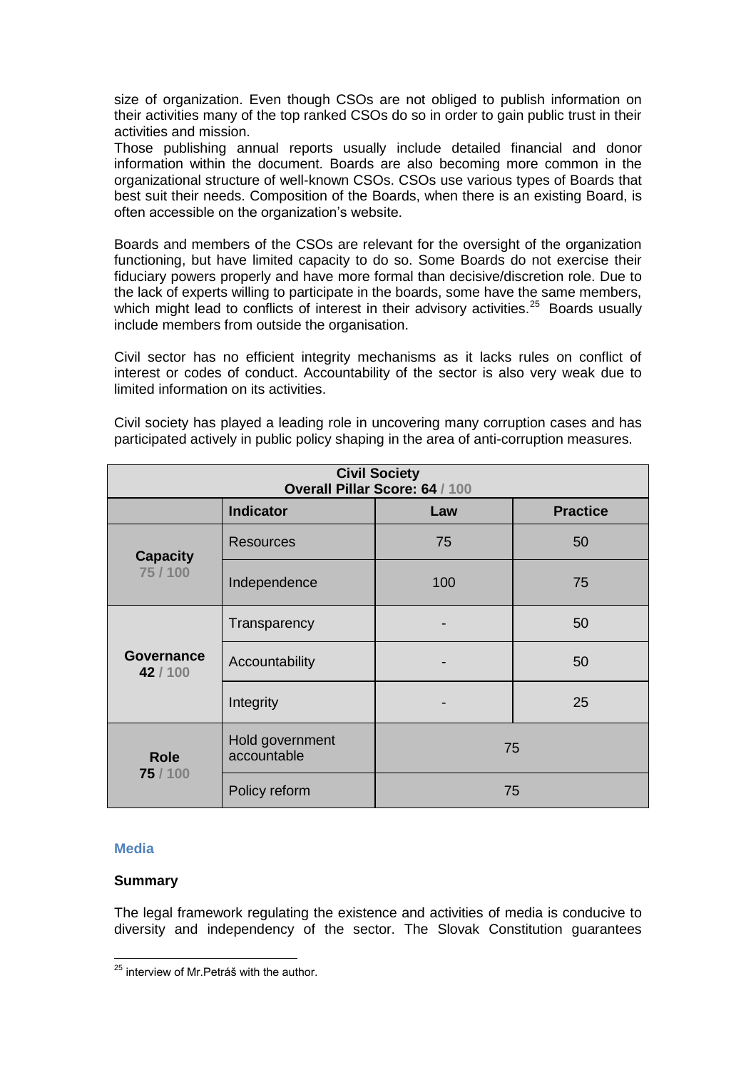size of organization. Even though CSOs are not obliged to publish information on their activities many of the top ranked CSOs do so in order to gain public trust in their activities and mission.

Those publishing annual reports usually include detailed financial and donor information within the document. Boards are also becoming more common in the organizational structure of well-known CSOs. CSOs use various types of Boards that best suit their needs. Composition of the Boards, when there is an existing Board, is often accessible on the organization's website.

Boards and members of the CSOs are relevant for the oversight of the organization functioning, but have limited capacity to do so. Some Boards do not exercise their fiduciary powers properly and have more formal than decisive/discretion role. Due to the lack of experts willing to participate in the boards, some have the same members, which might lead to conflicts of interest in their advisory activities.[25] Boards usually include members from outside the organisation.

Civil sector has no efficient integrity mechanisms as it lacks rules on conflict of interest or codes of conduct. Accountability of the sector is also very weak due to limited information on its activities.

Civil society has played a leading role in uncovering many corruption cases and has participated actively in public policy shaping in the area of anti-corruption measures.

| **Civil Society Overall Pillar Score: 64 / 100** | | | |
|---|---|---|---|
| | **Indicator** | **Law** | **Practice** |
| **Capacity** 75 / 100 | Resources | 75 | 50 |
| | Independence | 100 | 75 |
| **Governance** 42 / 100 | Transparency | - | 50 |
| | Accountability | - | 50 |
| | Integrity | - | 25 |
| **Role** 75 / 100 | Hold government accountable | 75 | |
| | Policy reform | 75 | |

### Media

**Summary**

The legal framework regulating the existence and activities of media is conducive to diversity and independency of the sector. The Slovak Constitution guarantees

[25] interview of Mr.Petráš with the author.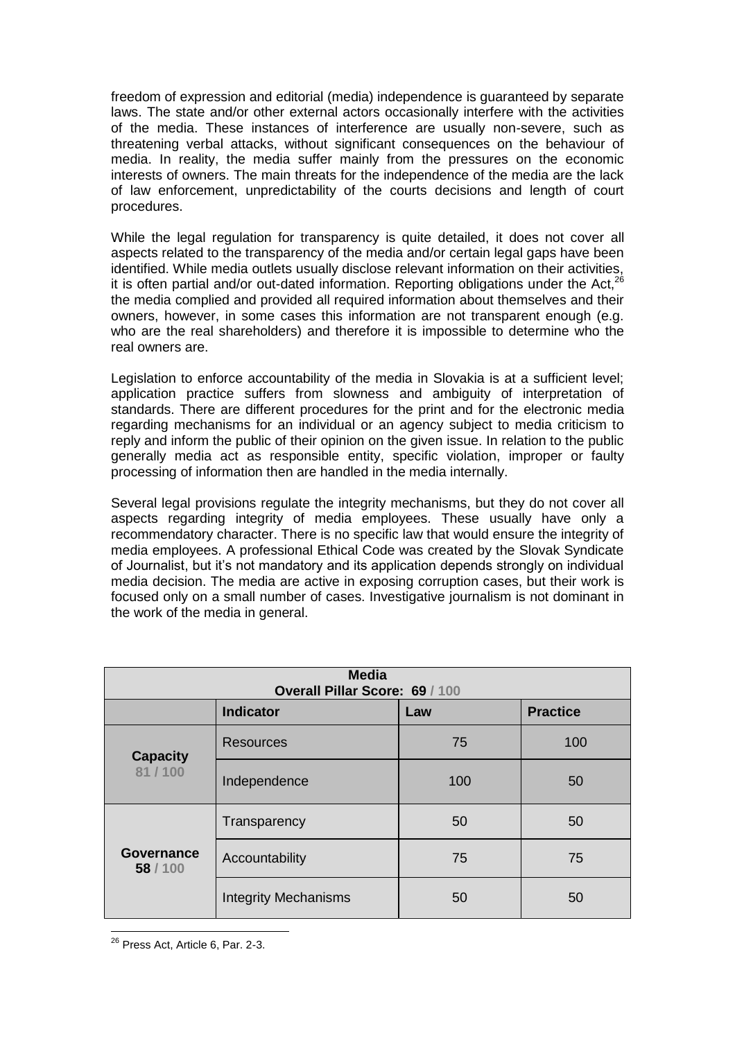freedom of expression and editorial (media) independence is guaranteed by separate laws. The state and/or other external actors occasionally interfere with the activities of the media. These instances of interference are usually non-severe, such as threatening verbal attacks, without significant consequences on the behaviour of media. In reality, the media suffer mainly from the pressures on the economic interests of owners. The main threats for the independence of the media are the lack of law enforcement, unpredictability of the courts decisions and length of court procedures.

While the legal regulation for transparency is quite detailed, it does not cover all aspects related to the transparency of the media and/or certain legal gaps have been identified. While media outlets usually disclose relevant information on their activities, it is often partial and/or out-dated information. Reporting obligations under the Act,[26] the media complied and provided all required information about themselves and their owners, however, in some cases this information are not transparent enough (e.g. who are the real shareholders) and therefore it is impossible to determine who the real owners are.

Legislation to enforce accountability of the media in Slovakia is at a sufficient level; application practice suffers from slowness and ambiguity of interpretation of standards. There are different procedures for the print and for the electronic media regarding mechanisms for an individual or an agency subject to media criticism to reply and inform the public of their opinion on the given issue. In relation to the public generally media act as responsible entity, specific violation, improper or faulty processing of information then are handled in the media internally.

Several legal provisions regulate the integrity mechanisms, but they do not cover all aspects regarding integrity of media employees. These usually have only a recommendatory character. There is no specific law that would ensure the integrity of media employees. A professional Ethical Code was created by the Slovak Syndicate of Journalist, but it's not mandatory and its application depends strongly on individual media decision. The media are active in exposing corruption cases, but their work is focused only on a small number of cases. Investigative journalism is not dominant in the work of the media in general.

| **Media**<br>**Overall Pillar Score: 69 / 100** | | | |
|---|---|---|---|
| | **Indicator** | **Law** | **Practice** |
| **Capacity**<br>81 / 100 | Resources | 75 | 100 |
| | Independence | 100 | 50 |
| **Governance**<br>**58** / 100 | Transparency | 50 | 50 |
| | Accountability | 75 | 75 |
| | Integrity Mechanisms | 50 | 50 |

[26] Press Act, Article 6, Par. 2-3.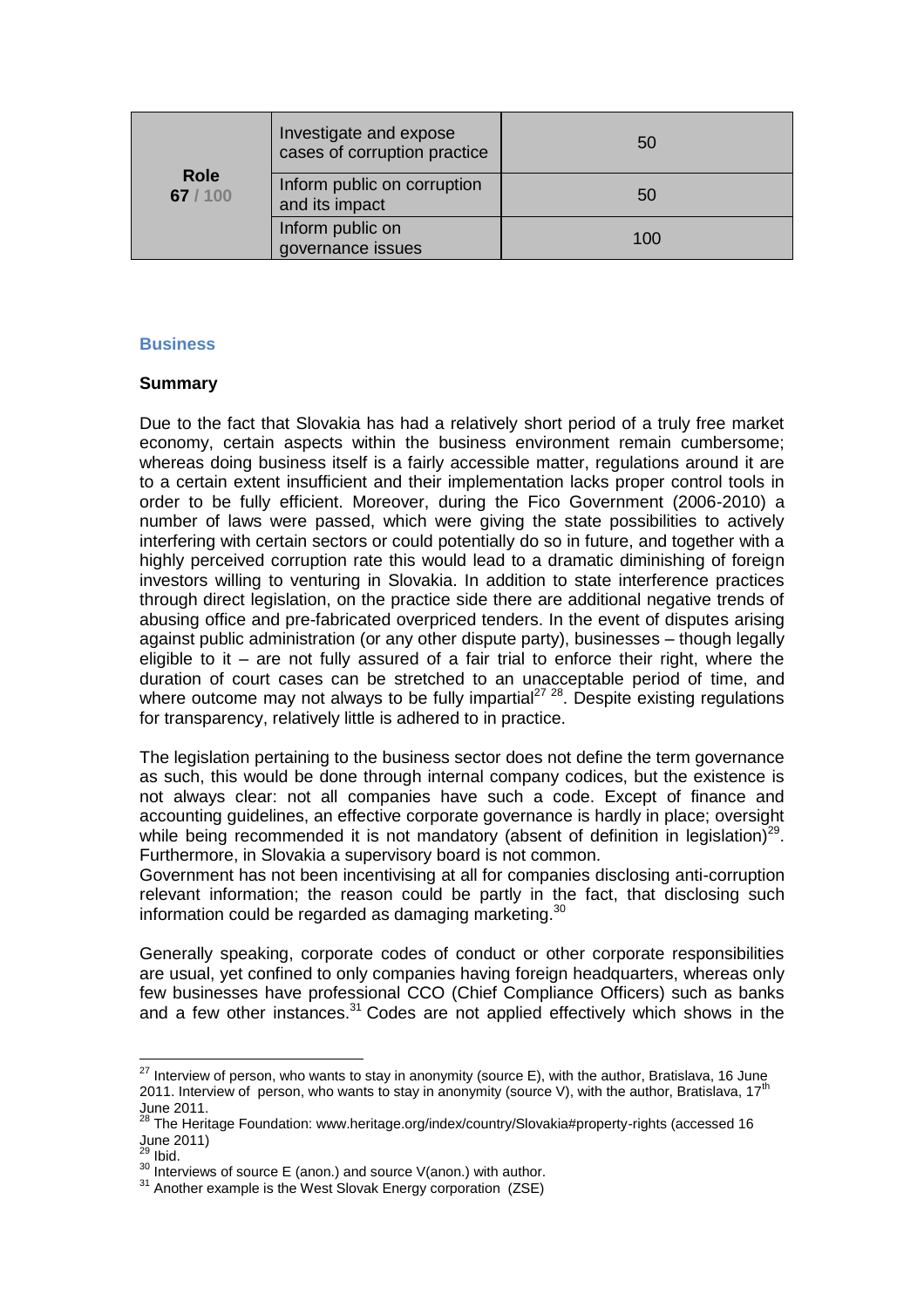| Role 67 / 100 | Investigate and expose cases of corruption practice | 50 |
|---|---|---|
| | Inform public on corruption and its impact | 50 |
| | Inform public on governance issues | 100 |

### Business

**Summary**

Due to the fact that Slovakia has had a relatively short period of a truly free market economy, certain aspects within the business environment remain cumbersome; whereas doing business itself is a fairly accessible matter, regulations around it are to a certain extent insufficient and their implementation lacks proper control tools in order to be fully efficient. Moreover, during the Fico Government (2006-2010) a number of laws were passed, which were giving the state possibilities to actively interfering with certain sectors or could potentially do so in future, and together with a highly perceived corruption rate this would lead to a dramatic diminishing of foreign investors willing to venturing in Slovakia. In addition to state interference practices through direct legislation, on the practice side there are additional negative trends of abusing office and pre-fabricated overpriced tenders. In the event of disputes arising against public administration (or any other dispute party), businesses – though legally eligible to it – are not fully assured of a fair trial to enforce their right, where the duration of court cases can be stretched to an unacceptable period of time, and where outcome may not always to be fully impartial[27] [28]. Despite existing regulations for transparency, relatively little is adhered to in practice.

The legislation pertaining to the business sector does not define the term governance as such, this would be done through internal company codices, but the existence is not always clear: not all companies have such a code. Except of finance and accounting guidelines, an effective corporate governance is hardly in place; oversight while being recommended it is not mandatory (absent of definition in legislation)[29]. Furthermore, in Slovakia a supervisory board is not common.

Government has not been incentivising at all for companies disclosing anti-corruption relevant information; the reason could be partly in the fact, that disclosing such information could be regarded as damaging marketing.[30]

Generally speaking, corporate codes of conduct or other corporate responsibilities are usual, yet confined to only companies having foreign headquarters, whereas only few businesses have professional CCO (Chief Compliance Officers) such as banks and a few other instances.[31] Codes are not applied effectively which shows in the

---

[27] Interview of person, who wants to stay in anonymity (source E), with the author, Bratislava, 16 June 2011. Interview of person, who wants to stay in anonymity (source V), with the author, Bratislava, 17th June 2011.

[28] The Heritage Foundation: www.heritage.org/index/country/Slovakia#property-rights (accessed 16 June 2011)

[29] Ibid.

[30] Interviews of source E (anon.) and source V(anon.) with author.

[31] Another example is the West Slovak Energy corporation (ZSE)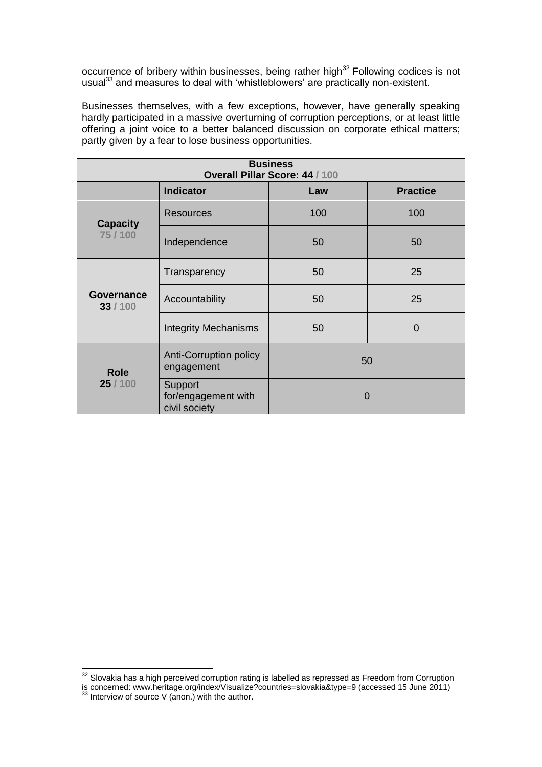occurrence of bribery within businesses, being rather high[32] Following codices is not usual[33] and measures to deal with 'whistleblowers' are practically non-existent.

Businesses themselves, with a few exceptions, however, have generally speaking hardly participated in a massive overturning of corruption perceptions, or at least little offering a joint voice to a better balanced discussion on corporate ethical matters; partly given by a fear to lose business opportunities.

| **Business**<br>**Overall Pillar Score: 44 / 100** | | | |
|---|---|---|---|
| | **Indicator** | **Law** | **Practice** |
| **Capacity**<br>**75 / 100** | Resources | 100 | 100 |
| | Independence | 50 | 50 |
| **Governance**<br>**33 / 100** | Transparency | 50 | 25 |
| | Accountability | 50 | 25 |
| | Integrity Mechanisms | 50 | 0 |
| **Role**<br>**25 / 100** | Anti-Corruption policy engagement | 50 | |
| | Support for/engagement with civil society | 0 | |

---

[32] Slovakia has a high perceived corruption rating is labelled as repressed as Freedom from Corruption is concerned: www.heritage.org/index/Visualize?countries=slovakia&type=9 (accessed 15 June 2011)

[33] Interview of source V (anon.) with the author.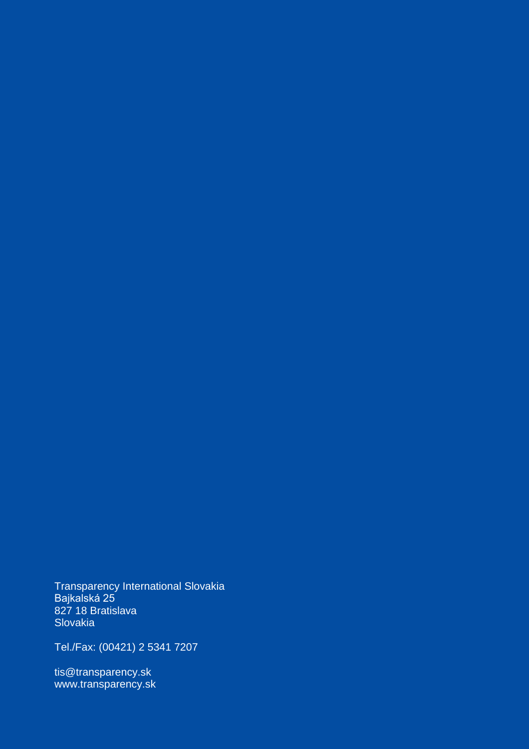Transparency International Slovakia
Bajkalská 25
827 18 Bratislava
Slovakia

Tel./Fax: (00421) 2 5341 7207

tis@transparency.sk
www.transparency.sk